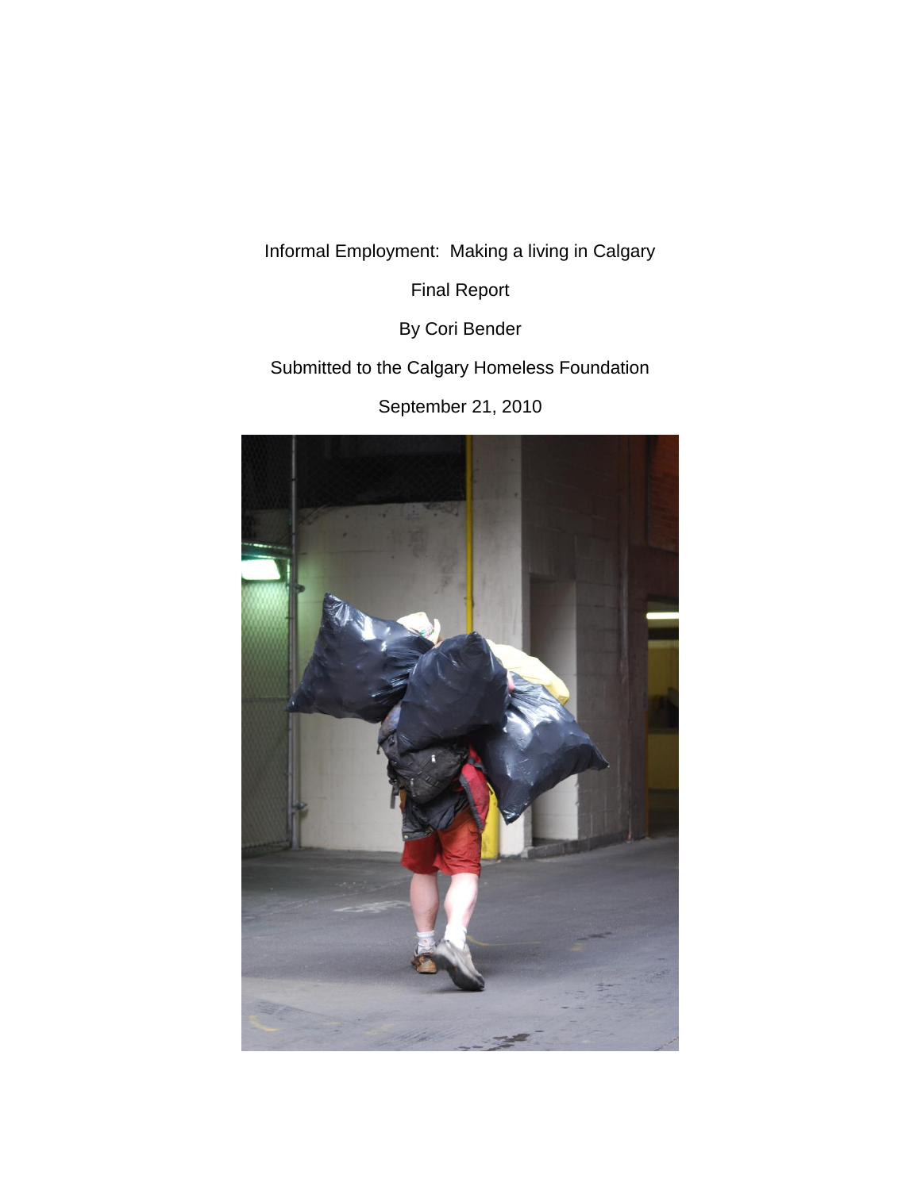Informal Employment: Making a living in Calgary

Final Report

By Cori Bender

Submitted to the Calgary Homeless Foundation

September 21, 2010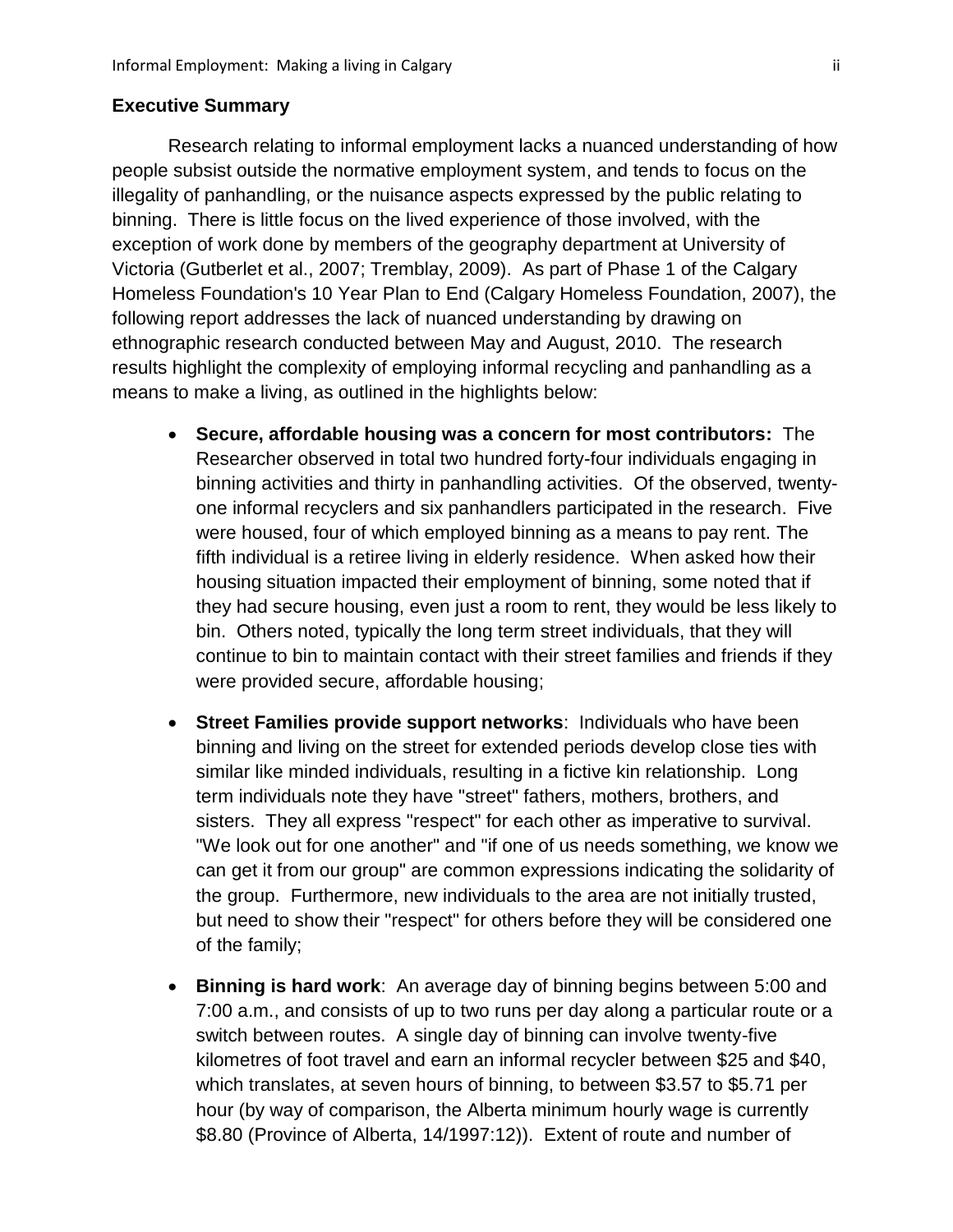## Executive Summary

Research relating to informal employment lacks a nuanced understanding of how people subsist outside the normative employment system, and tends to focus on the illegality of panhandling, or the nuisance aspects expressed by the public relating to binning. There is little focus on the lived experience of those involved, with the exception of work done by members of the geography department at University of Victoria (Gutberlet et al., 2007; Tremblay, 2009). As part of Phase 1 of the Calgary Homeless Foundation's 10 Year Plan to End (Calgary Homeless Foundation, 2007), the following report addresses the lack of nuanced understanding by drawing on ethnographic research conducted between May and August, 2010. The research results highlight the complexity of employing informal recycling and panhandling as a means to make a living, as outlined in the highlights below:

- **Secure, affordable housing was a concern for most contributors:** The Researcher observed in total two hundred forty-four individuals engaging in binning activities and thirty in panhandling activities. Of the observed, twenty-one informal recyclers and six panhandlers participated in the research. Five were housed, four of which employed binning as a means to pay rent. The fifth individual is a retiree living in elderly residence. When asked how their housing situation impacted their employment of binning, some noted that if they had secure housing, even just a room to rent, they would be less likely to bin. Others noted, typically the long term street individuals, that they will continue to bin to maintain contact with their street families and friends if they were provided secure, affordable housing;

- **Street Families provide support networks**: Individuals who have been binning and living on the street for extended periods develop close ties with similar like minded individuals, resulting in a fictive kin relationship. Long term individuals note they have "street" fathers, mothers, brothers, and sisters. They all express "respect" for each other as imperative to survival. "We look out for one another" and "if one of us needs something, we know we can get it from our group" are common expressions indicating the solidarity of the group. Furthermore, new individuals to the area are not initially trusted, but need to show their "respect" for others before they will be considered one of the family;

- **Binning is hard work**: An average day of binning begins between 5:00 and 7:00 a.m., and consists of up to two runs per day along a particular route or a switch between routes. A single day of binning can involve twenty-five kilometres of foot travel and earn an informal recycler between $25 and $40, which translates, at seven hours of binning, to between $3.57 to $5.71 per hour (by way of comparison, the Alberta minimum hourly wage is currently $8.80 (Province of Alberta, 14/1997:12)). Extent of route and number of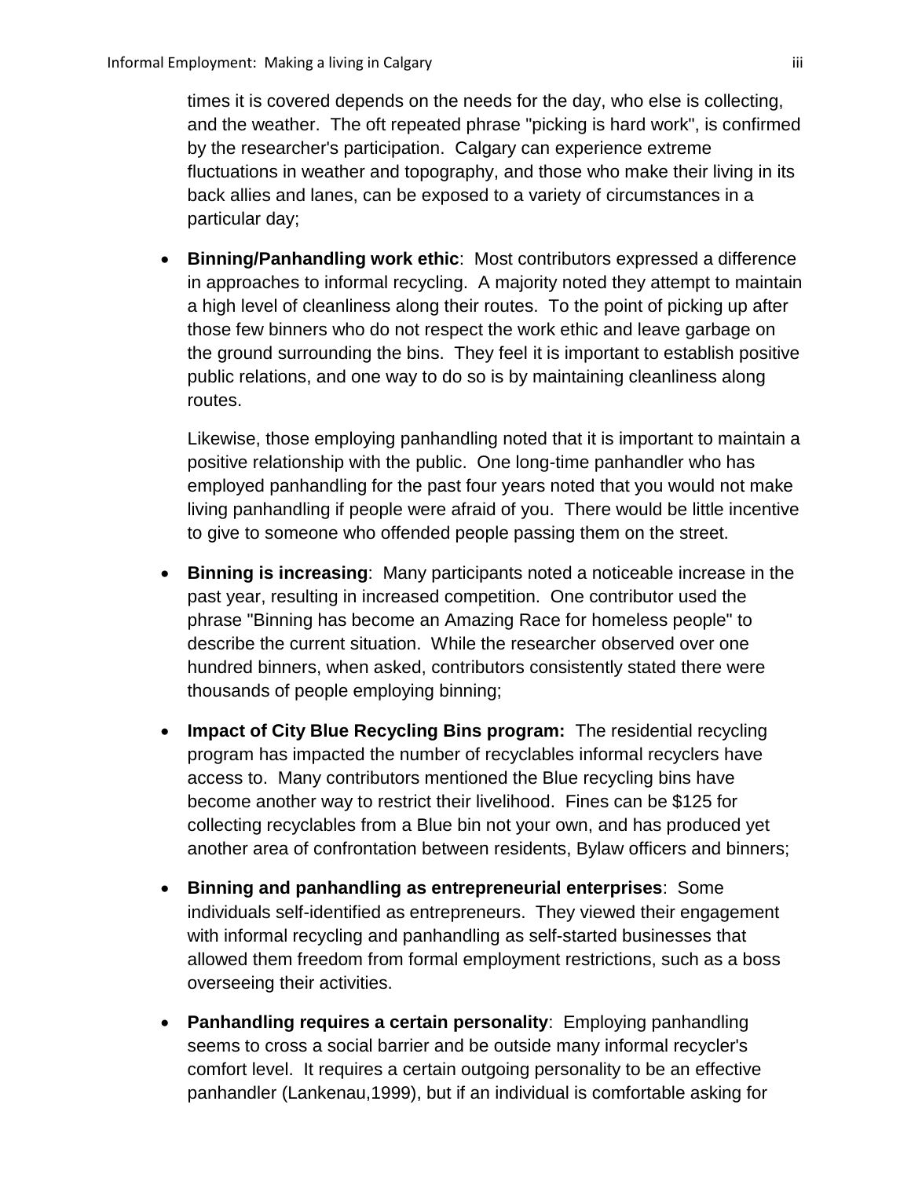times it is covered depends on the needs for the day, who else is collecting, and the weather. The oft repeated phrase "picking is hard work", is confirmed by the researcher's participation. Calgary can experience extreme fluctuations in weather and topography, and those who make their living in its back allies and lanes, can be exposed to a variety of circumstances in a particular day;

- **Binning/Panhandling work ethic**: Most contributors expressed a difference in approaches to informal recycling. A majority noted they attempt to maintain a high level of cleanliness along their routes. To the point of picking up after those few binners who do not respect the work ethic and leave garbage on the ground surrounding the bins. They feel it is important to establish positive public relations, and one way to do so is by maintaining cleanliness along routes.

  Likewise, those employing panhandling noted that it is important to maintain a positive relationship with the public. One long-time panhandler who has employed panhandling for the past four years noted that you would not make living panhandling if people were afraid of you. There would be little incentive to give to someone who offended people passing them on the street.

- **Binning is increasing**: Many participants noted a noticeable increase in the past year, resulting in increased competition. One contributor used the phrase "Binning has become an Amazing Race for homeless people" to describe the current situation. While the researcher observed over one hundred binners, when asked, contributors consistently stated there were thousands of people employing binning;

- **Impact of City Blue Recycling Bins program:** The residential recycling program has impacted the number of recyclables informal recyclers have access to. Many contributors mentioned the Blue recycling bins have become another way to restrict their livelihood. Fines can be $125 for collecting recyclables from a Blue bin not your own, and has produced yet another area of confrontation between residents, Bylaw officers and binners;

- **Binning and panhandling as entrepreneurial enterprises**: Some individuals self-identified as entrepreneurs. They viewed their engagement with informal recycling and panhandling as self-started businesses that allowed them freedom from formal employment restrictions, such as a boss overseeing their activities.

- **Panhandling requires a certain personality**: Employing panhandling seems to cross a social barrier and be outside many informal recycler's comfort level. It requires a certain outgoing personality to be an effective panhandler (Lankenau,1999), but if an individual is comfortable asking for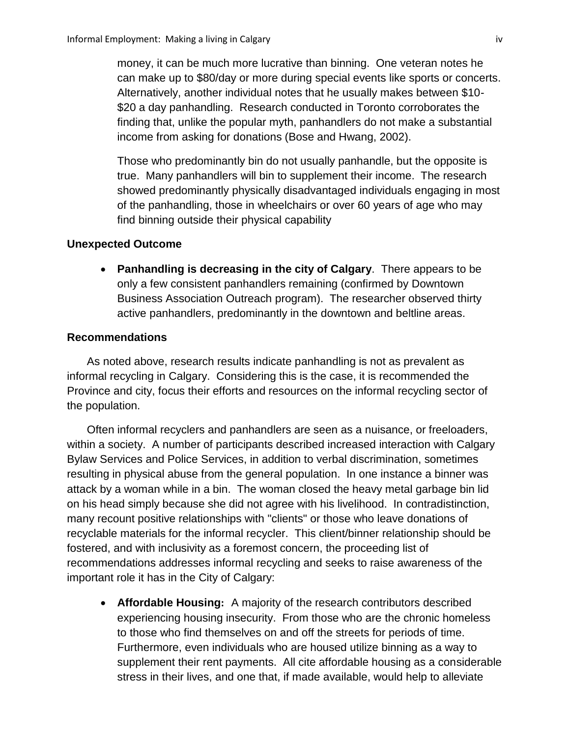money, it can be much more lucrative than binning. One veteran notes he can make up to $80/day or more during special events like sports or concerts. Alternatively, another individual notes that he usually makes between $10-$20 a day panhandling. Research conducted in Toronto corroborates the finding that, unlike the popular myth, panhandlers do not make a substantial income from asking for donations (Bose and Hwang, 2002).

Those who predominantly bin do not usually panhandle, but the opposite is true. Many panhandlers will bin to supplement their income. The research showed predominantly physically disadvantaged individuals engaging in most of the panhandling, those in wheelchairs or over 60 years of age who may find binning outside their physical capability

**Unexpected Outcome**

- **Panhandling is decreasing in the city of Calgary**. There appears to be only a few consistent panhandlers remaining (confirmed by Downtown Business Association Outreach program). The researcher observed thirty active panhandlers, predominantly in the downtown and beltline areas.

**Recommendations**

As noted above, research results indicate panhandling is not as prevalent as informal recycling in Calgary. Considering this is the case, it is recommended the Province and city, focus their efforts and resources on the informal recycling sector of the population.

Often informal recyclers and panhandlers are seen as a nuisance, or freeloaders, within a society. A number of participants described increased interaction with Calgary Bylaw Services and Police Services, in addition to verbal discrimination, sometimes resulting in physical abuse from the general population. In one instance a binner was attack by a woman while in a bin. The woman closed the heavy metal garbage bin lid on his head simply because she did not agree with his livelihood. In contradistinction, many recount positive relationships with "clients" or those who leave donations of recyclable materials for the informal recycler. This client/binner relationship should be fostered, and with inclusivity as a foremost concern, the proceeding list of recommendations addresses informal recycling and seeks to raise awareness of the important role it has in the City of Calgary:

- **Affordable Housing:** A majority of the research contributors described experiencing housing insecurity. From those who are the chronic homeless to those who find themselves on and off the streets for periods of time. Furthermore, even individuals who are housed utilize binning as a way to supplement their rent payments. All cite affordable housing as a considerable stress in their lives, and one that, if made available, would help to alleviate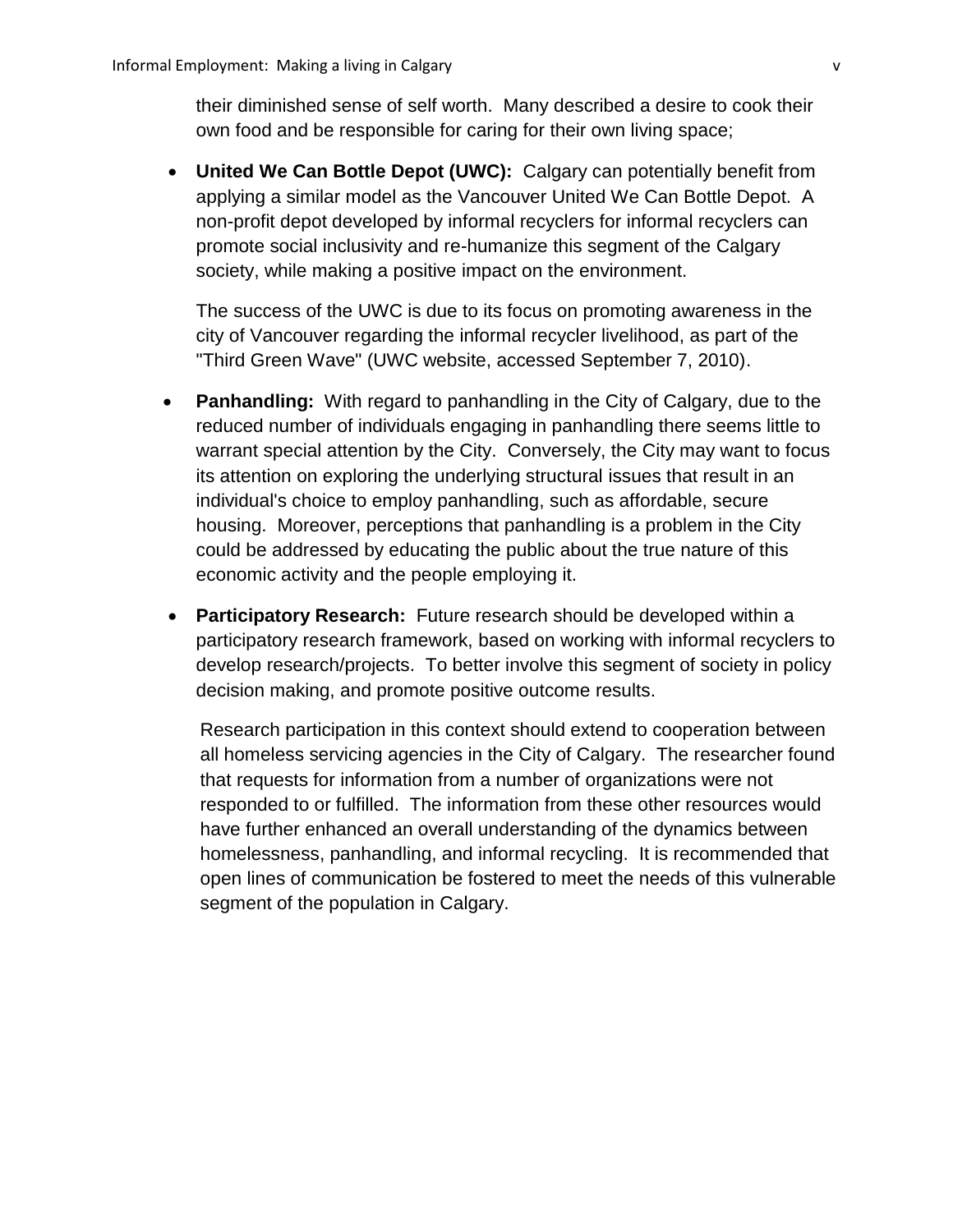their diminished sense of self worth. Many described a desire to cook their own food and be responsible for caring for their own living space;

- **United We Can Bottle Depot (UWC):** Calgary can potentially benefit from applying a similar model as the Vancouver United We Can Bottle Depot. A non-profit depot developed by informal recyclers for informal recyclers can promote social inclusivity and re-humanize this segment of the Calgary society, while making a positive impact on the environment.

  The success of the UWC is due to its focus on promoting awareness in the city of Vancouver regarding the informal recycler livelihood, as part of the "Third Green Wave" (UWC website, accessed September 7, 2010).

- **Panhandling:** With regard to panhandling in the City of Calgary, due to the reduced number of individuals engaging in panhandling there seems little to warrant special attention by the City. Conversely, the City may want to focus its attention on exploring the underlying structural issues that result in an individual's choice to employ panhandling, such as affordable, secure housing. Moreover, perceptions that panhandling is a problem in the City could be addressed by educating the public about the true nature of this economic activity and the people employing it.

- **Participatory Research:** Future research should be developed within a participatory research framework, based on working with informal recyclers to develop research/projects. To better involve this segment of society in policy decision making, and promote positive outcome results.

  Research participation in this context should extend to cooperation between all homeless servicing agencies in the City of Calgary. The researcher found that requests for information from a number of organizations were not responded to or fulfilled. The information from these other resources would have further enhanced an overall understanding of the dynamics between homelessness, panhandling, and informal recycling. It is recommended that open lines of communication be fostered to meet the needs of this vulnerable segment of the population in Calgary.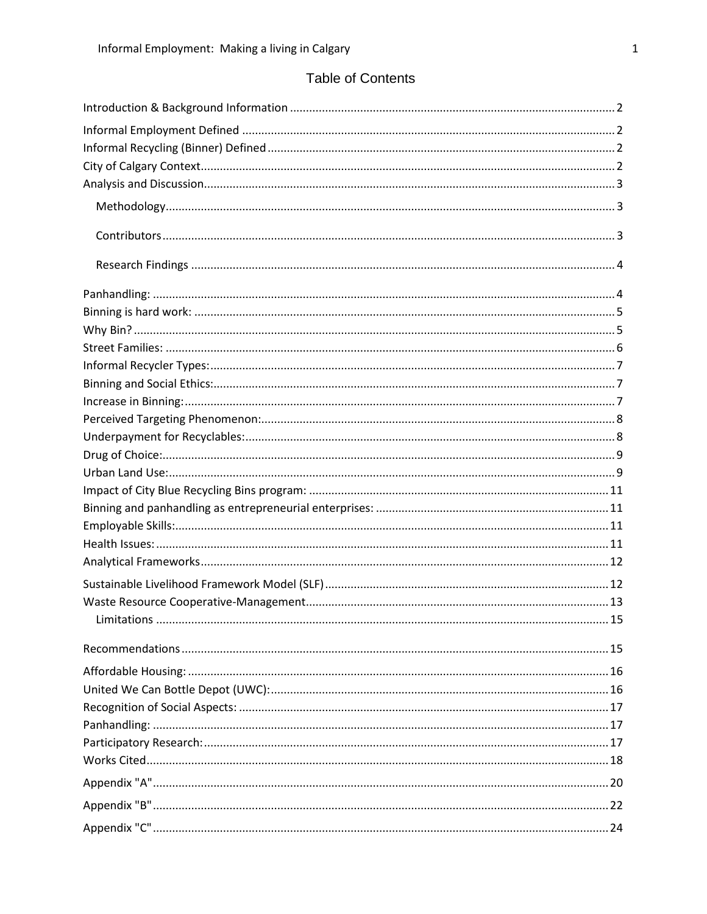# Table of Contents

Introduction & Background Information ........ 2

Informal Employment Defined ........ 2

Informal Recycling (Binner) Defined ........ 2

City of Calgary Context ........ 2

Analysis and Discussion ........ 3

- Methodology ........ 3
- Contributors ........ 3
- Research Findings ........ 4

Panhandling: ........ 4

Binning is hard work: ........ 5

Why Bin? ........ 5

Street Families: ........ 6

Informal Recycler Types: ........ 7

Binning and Social Ethics: ........ 7

Increase in Binning: ........ 7

Perceived Targeting Phenomenon: ........ 8

Underpayment for Recyclables: ........ 8

Drug of Choice: ........ 9

Urban Land Use: ........ 9

Impact of City Blue Recycling Bins program: ........ 11

Binning and panhandling as entrepreneurial enterprises: ........ 11

Employable Skills: ........ 11

Health Issues: ........ 11

Analytical Frameworks ........ 12

Sustainable Livelihood Framework Model (SLF) ........ 12

Waste Resource Cooperative-Management ........ 13

- Limitations ........ 15

Recommendations ........ 15

Affordable Housing: ........ 16

United We Can Bottle Depot (UWC): ........ 16

Recognition of Social Aspects: ........ 17

Panhandling: ........ 17

Participatory Research: ........ 17

Works Cited ........ 18

Appendix "A" ........ 20

Appendix "B" ........ 22

Appendix "C" ........ 24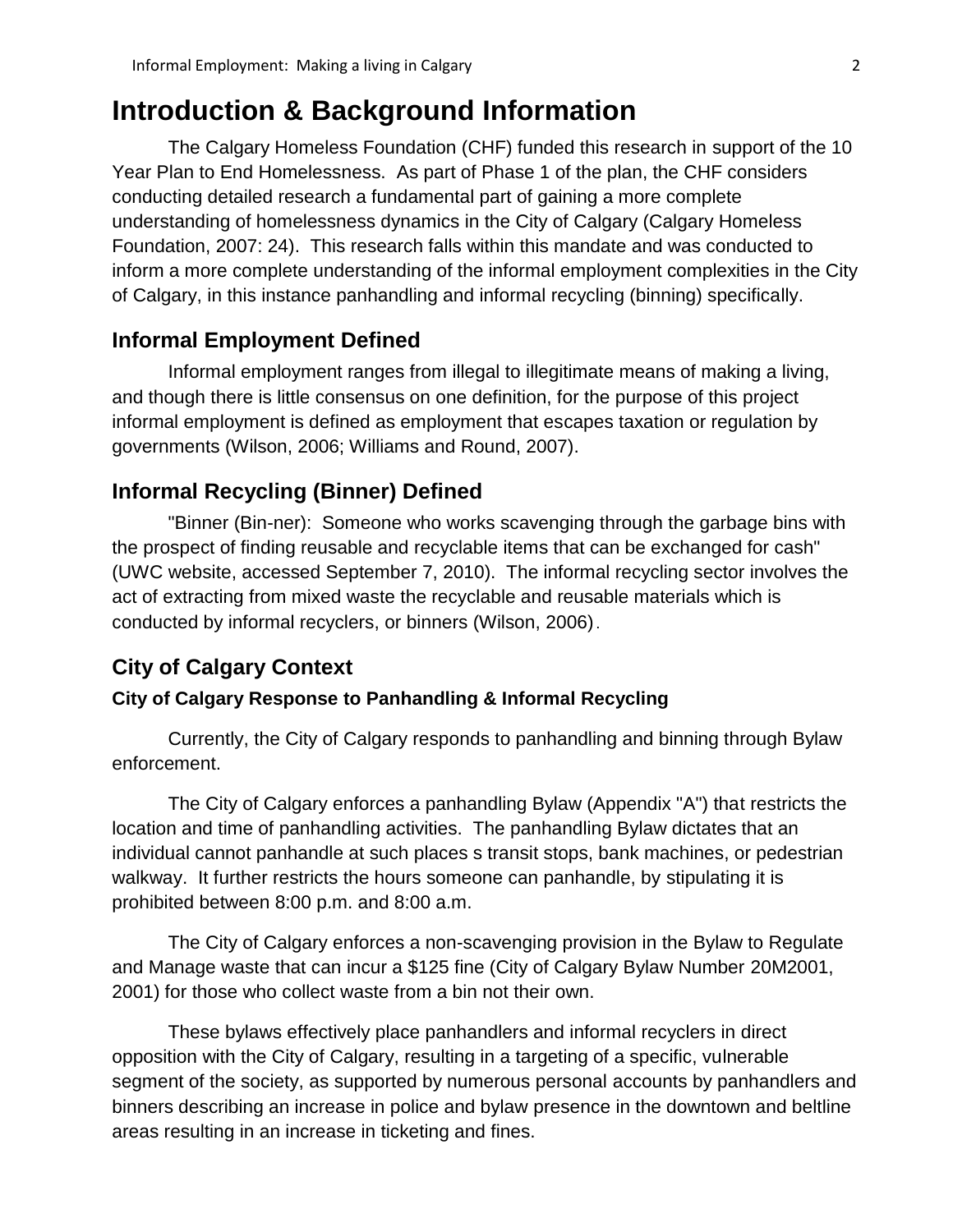# Introduction & Background Information

The Calgary Homeless Foundation (CHF) funded this research in support of the 10 Year Plan to End Homelessness. As part of Phase 1 of the plan, the CHF considers conducting detailed research a fundamental part of gaining a more complete understanding of homelessness dynamics in the City of Calgary (Calgary Homeless Foundation, 2007: 24). This research falls within this mandate and was conducted to inform a more complete understanding of the informal employment complexities in the City of Calgary, in this instance panhandling and informal recycling (binning) specifically.

## Informal Employment Defined

Informal employment ranges from illegal to illegitimate means of making a living, and though there is little consensus on one definition, for the purpose of this project informal employment is defined as employment that escapes taxation or regulation by governments (Wilson, 2006; Williams and Round, 2007).

## Informal Recycling (Binner) Defined

"Binner (Bin-ner): Someone who works scavenging through the garbage bins with the prospect of finding reusable and recyclable items that can be exchanged for cash" (UWC website, accessed September 7, 2010). The informal recycling sector involves the act of extracting from mixed waste the recyclable and reusable materials which is conducted by informal recyclers, or binners (Wilson, 2006).

## City of Calgary Context

### City of Calgary Response to Panhandling & Informal Recycling

Currently, the City of Calgary responds to panhandling and binning through Bylaw enforcement.

The City of Calgary enforces a panhandling Bylaw (Appendix "A") that restricts the location and time of panhandling activities. The panhandling Bylaw dictates that an individual cannot panhandle at such places s transit stops, bank machines, or pedestrian walkway. It further restricts the hours someone can panhandle, by stipulating it is prohibited between 8:00 p.m. and 8:00 a.m.

The City of Calgary enforces a non-scavenging provision in the Bylaw to Regulate and Manage waste that can incur a $125 fine (City of Calgary Bylaw Number 20M2001, 2001) for those who collect waste from a bin not their own.

These bylaws effectively place panhandlers and informal recyclers in direct opposition with the City of Calgary, resulting in a targeting of a specific, vulnerable segment of the society, as supported by numerous personal accounts by panhandlers and binners describing an increase in police and bylaw presence in the downtown and beltline areas resulting in an increase in ticketing and fines.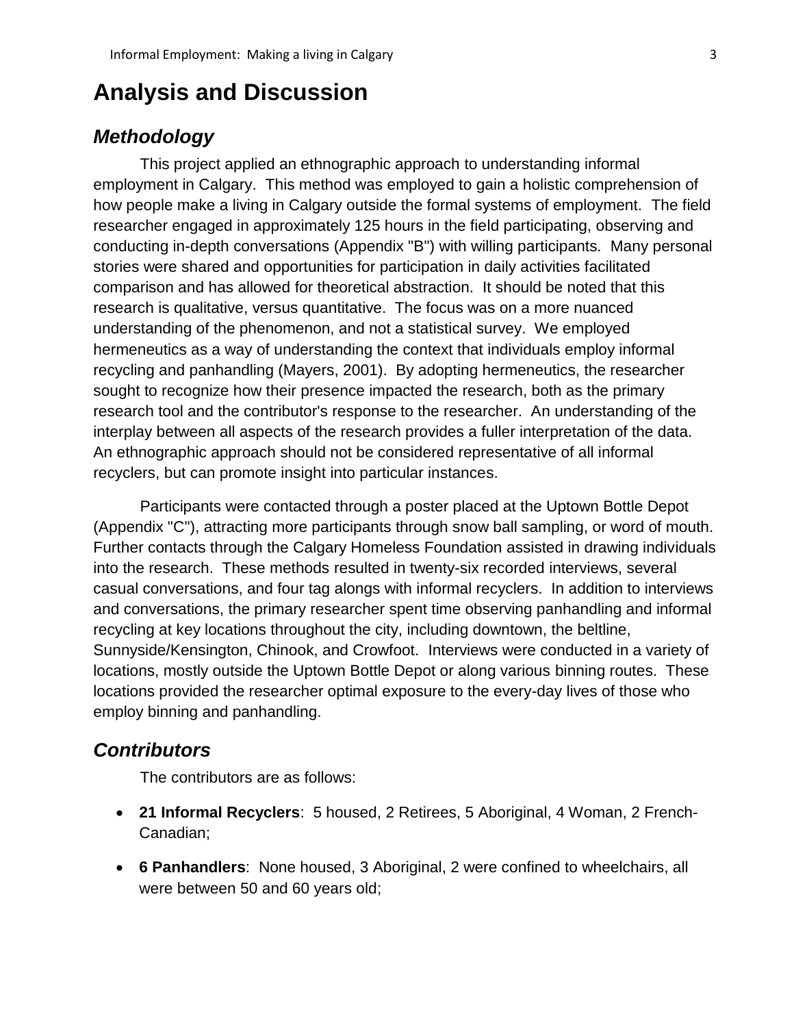# Analysis and Discussion

## *Methodology*

This project applied an ethnographic approach to understanding informal employment in Calgary. This method was employed to gain a holistic comprehension of how people make a living in Calgary outside the formal systems of employment. The field researcher engaged in approximately 125 hours in the field participating, observing and conducting in-depth conversations (Appendix "B") with willing participants. Many personal stories were shared and opportunities for participation in daily activities facilitated comparison and has allowed for theoretical abstraction. It should be noted that this research is qualitative, versus quantitative. The focus was on a more nuanced understanding of the phenomenon, and not a statistical survey. We employed hermeneutics as a way of understanding the context that individuals employ informal recycling and panhandling (Mayers, 2001). By adopting hermeneutics, the researcher sought to recognize how their presence impacted the research, both as the primary research tool and the contributor's response to the researcher. An understanding of the interplay between all aspects of the research provides a fuller interpretation of the data. An ethnographic approach should not be considered representative of all informal recyclers, but can promote insight into particular instances.

Participants were contacted through a poster placed at the Uptown Bottle Depot (Appendix "C"), attracting more participants through snow ball sampling, or word of mouth. Further contacts through the Calgary Homeless Foundation assisted in drawing individuals into the research. These methods resulted in twenty-six recorded interviews, several casual conversations, and four tag alongs with informal recyclers. In addition to interviews and conversations, the primary researcher spent time observing panhandling and informal recycling at key locations throughout the city, including downtown, the beltline, Sunnyside/Kensington, Chinook, and Crowfoot. Interviews were conducted in a variety of locations, mostly outside the Uptown Bottle Depot or along various binning routes. These locations provided the researcher optimal exposure to the every-day lives of those who employ binning and panhandling.

## *Contributors*

The contributors are as follows:

- **21 Informal Recyclers**: 5 housed, 2 Retirees, 5 Aboriginal, 4 Woman, 2 French-Canadian;
- **6 Panhandlers**: None housed, 3 Aboriginal, 2 were confined to wheelchairs, all were between 50 and 60 years old;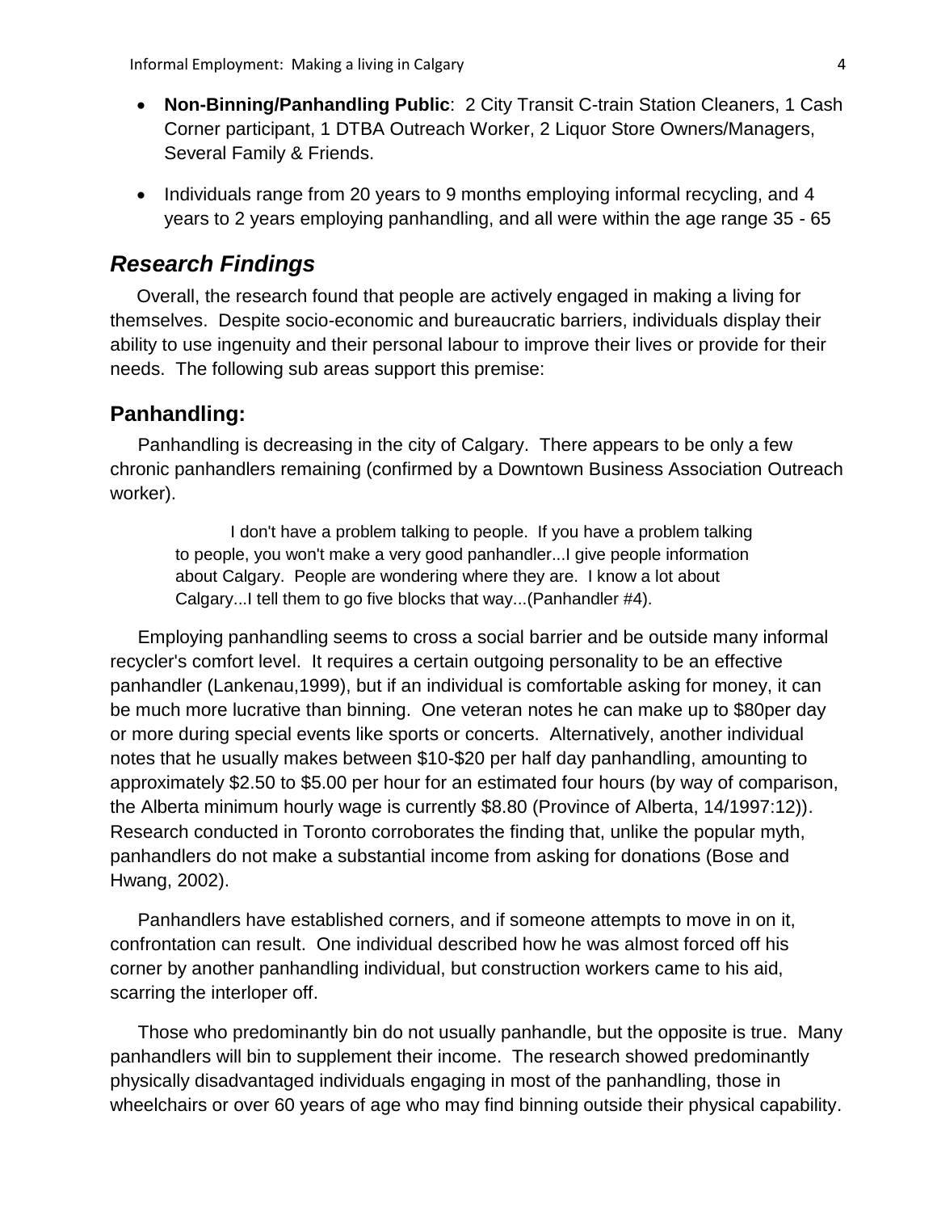- **Non-Binning/Panhandling Public**: 2 City Transit C-train Station Cleaners, 1 Cash Corner participant, 1 DTBA Outreach Worker, 2 Liquor Store Owners/Managers, Several Family & Friends.

- Individuals range from 20 years to 9 months employing informal recycling, and 4 years to 2 years employing panhandling, and all were within the age range 35 - 65

## *Research Findings*

Overall, the research found that people are actively engaged in making a living for themselves. Despite socio-economic and bureaucratic barriers, individuals display their ability to use ingenuity and their personal labour to improve their lives or provide for their needs. The following sub areas support this premise:

### Panhandling:

Panhandling is decreasing in the city of Calgary. There appears to be only a few chronic panhandlers remaining (confirmed by a Downtown Business Association Outreach worker).

> I don't have a problem talking to people. If you have a problem talking to people, you won't make a very good panhandler...I give people information about Calgary. People are wondering where they are. I know a lot about Calgary...I tell them to go five blocks that way...(Panhandler #4).

Employing panhandling seems to cross a social barrier and be outside many informal recycler's comfort level. It requires a certain outgoing personality to be an effective panhandler (Lankenau,1999), but if an individual is comfortable asking for money, it can be much more lucrative than binning. One veteran notes he can make up to $80per day or more during special events like sports or concerts. Alternatively, another individual notes that he usually makes between $10-$20 per half day panhandling, amounting to approximately $2.50 to $5.00 per hour for an estimated four hours (by way of comparison, the Alberta minimum hourly wage is currently $8.80 (Province of Alberta, 14/1997:12)). Research conducted in Toronto corroborates the finding that, unlike the popular myth, panhandlers do not make a substantial income from asking for donations (Bose and Hwang, 2002).

Panhandlers have established corners, and if someone attempts to move in on it, confrontation can result. One individual described how he was almost forced off his corner by another panhandling individual, but construction workers came to his aid, scarring the interloper off.

Those who predominantly bin do not usually panhandle, but the opposite is true. Many panhandlers will bin to supplement their income. The research showed predominantly physically disadvantaged individuals engaging in most of the panhandling, those in wheelchairs or over 60 years of age who may find binning outside their physical capability.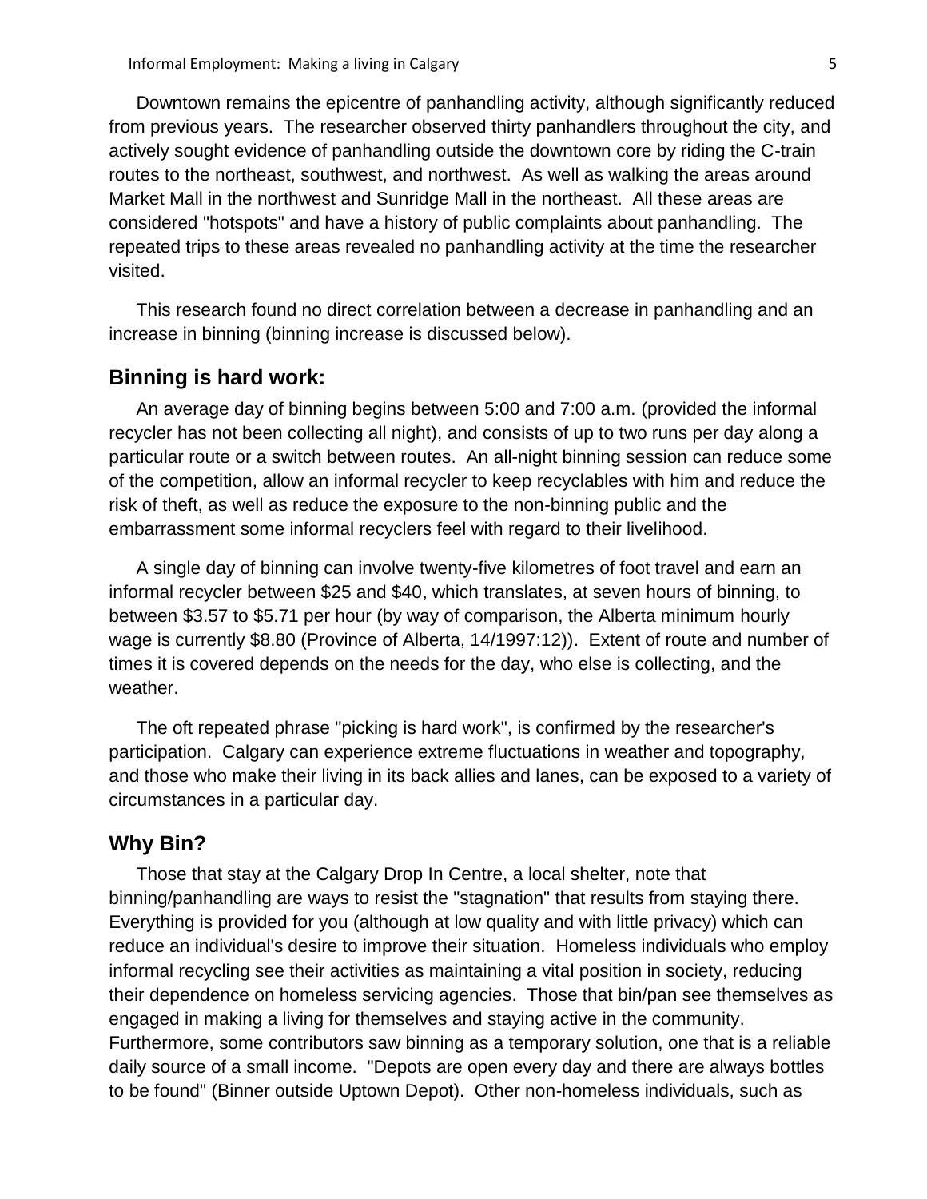Downtown remains the epicentre of panhandling activity, although significantly reduced from previous years. The researcher observed thirty panhandlers throughout the city, and actively sought evidence of panhandling outside the downtown core by riding the C-train routes to the northeast, southwest, and northwest. As well as walking the areas around Market Mall in the northwest and Sunridge Mall in the northeast. All these areas are considered "hotspots" and have a history of public complaints about panhandling. The repeated trips to these areas revealed no panhandling activity at the time the researcher visited.

This research found no direct correlation between a decrease in panhandling and an increase in binning (binning increase is discussed below).

## Binning is hard work:

An average day of binning begins between 5:00 and 7:00 a.m. (provided the informal recycler has not been collecting all night), and consists of up to two runs per day along a particular route or a switch between routes. An all-night binning session can reduce some of the competition, allow an informal recycler to keep recyclables with him and reduce the risk of theft, as well as reduce the exposure to the non-binning public and the embarrassment some informal recyclers feel with regard to their livelihood.

A single day of binning can involve twenty-five kilometres of foot travel and earn an informal recycler between $25 and $40, which translates, at seven hours of binning, to between $3.57 to $5.71 per hour (by way of comparison, the Alberta minimum hourly wage is currently $8.80 (Province of Alberta, 14/1997:12)). Extent of route and number of times it is covered depends on the needs for the day, who else is collecting, and the weather.

The oft repeated phrase "picking is hard work", is confirmed by the researcher's participation. Calgary can experience extreme fluctuations in weather and topography, and those who make their living in its back allies and lanes, can be exposed to a variety of circumstances in a particular day.

## Why Bin?

Those that stay at the Calgary Drop In Centre, a local shelter, note that binning/panhandling are ways to resist the "stagnation" that results from staying there. Everything is provided for you (although at low quality and with little privacy) which can reduce an individual's desire to improve their situation. Homeless individuals who employ informal recycling see their activities as maintaining a vital position in society, reducing their dependence on homeless servicing agencies. Those that bin/pan see themselves as engaged in making a living for themselves and staying active in the community. Furthermore, some contributors saw binning as a temporary solution, one that is a reliable daily source of a small income. "Depots are open every day and there are always bottles to be found" (Binner outside Uptown Depot). Other non-homeless individuals, such as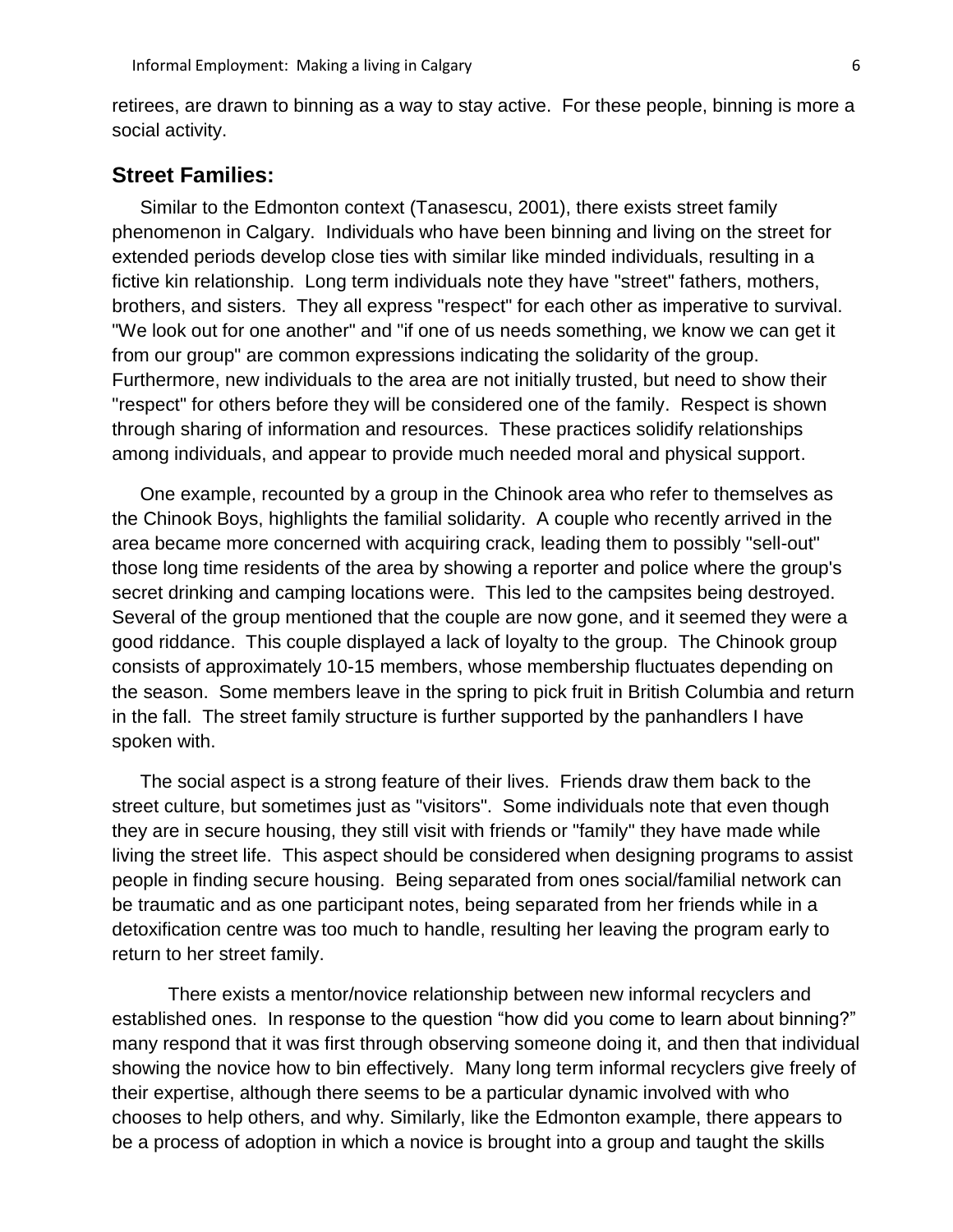retirees, are drawn to binning as a way to stay active. For these people, binning is more a social activity.

## Street Families:

Similar to the Edmonton context (Tanasescu, 2001), there exists street family phenomenon in Calgary. Individuals who have been binning and living on the street for extended periods develop close ties with similar like minded individuals, resulting in a fictive kin relationship. Long term individuals note they have "street" fathers, mothers, brothers, and sisters. They all express "respect" for each other as imperative to survival. "We look out for one another" and "if one of us needs something, we know we can get it from our group" are common expressions indicating the solidarity of the group. Furthermore, new individuals to the area are not initially trusted, but need to show their "respect" for others before they will be considered one of the family. Respect is shown through sharing of information and resources. These practices solidify relationships among individuals, and appear to provide much needed moral and physical support.

One example, recounted by a group in the Chinook area who refer to themselves as the Chinook Boys, highlights the familial solidarity. A couple who recently arrived in the area became more concerned with acquiring crack, leading them to possibly "sell-out" those long time residents of the area by showing a reporter and police where the group's secret drinking and camping locations were. This led to the campsites being destroyed. Several of the group mentioned that the couple are now gone, and it seemed they were a good riddance. This couple displayed a lack of loyalty to the group. The Chinook group consists of approximately 10-15 members, whose membership fluctuates depending on the season. Some members leave in the spring to pick fruit in British Columbia and return in the fall. The street family structure is further supported by the panhandlers I have spoken with.

The social aspect is a strong feature of their lives. Friends draw them back to the street culture, but sometimes just as "visitors". Some individuals note that even though they are in secure housing, they still visit with friends or "family" they have made while living the street life. This aspect should be considered when designing programs to assist people in finding secure housing. Being separated from ones social/familial network can be traumatic and as one participant notes, being separated from her friends while in a detoxification centre was too much to handle, resulting her leaving the program early to return to her street family.

There exists a mentor/novice relationship between new informal recyclers and established ones. In response to the question "how did you come to learn about binning?" many respond that it was first through observing someone doing it, and then that individual showing the novice how to bin effectively. Many long term informal recyclers give freely of their expertise, although there seems to be a particular dynamic involved with who chooses to help others, and why. Similarly, like the Edmonton example, there appears to be a process of adoption in which a novice is brought into a group and taught the skills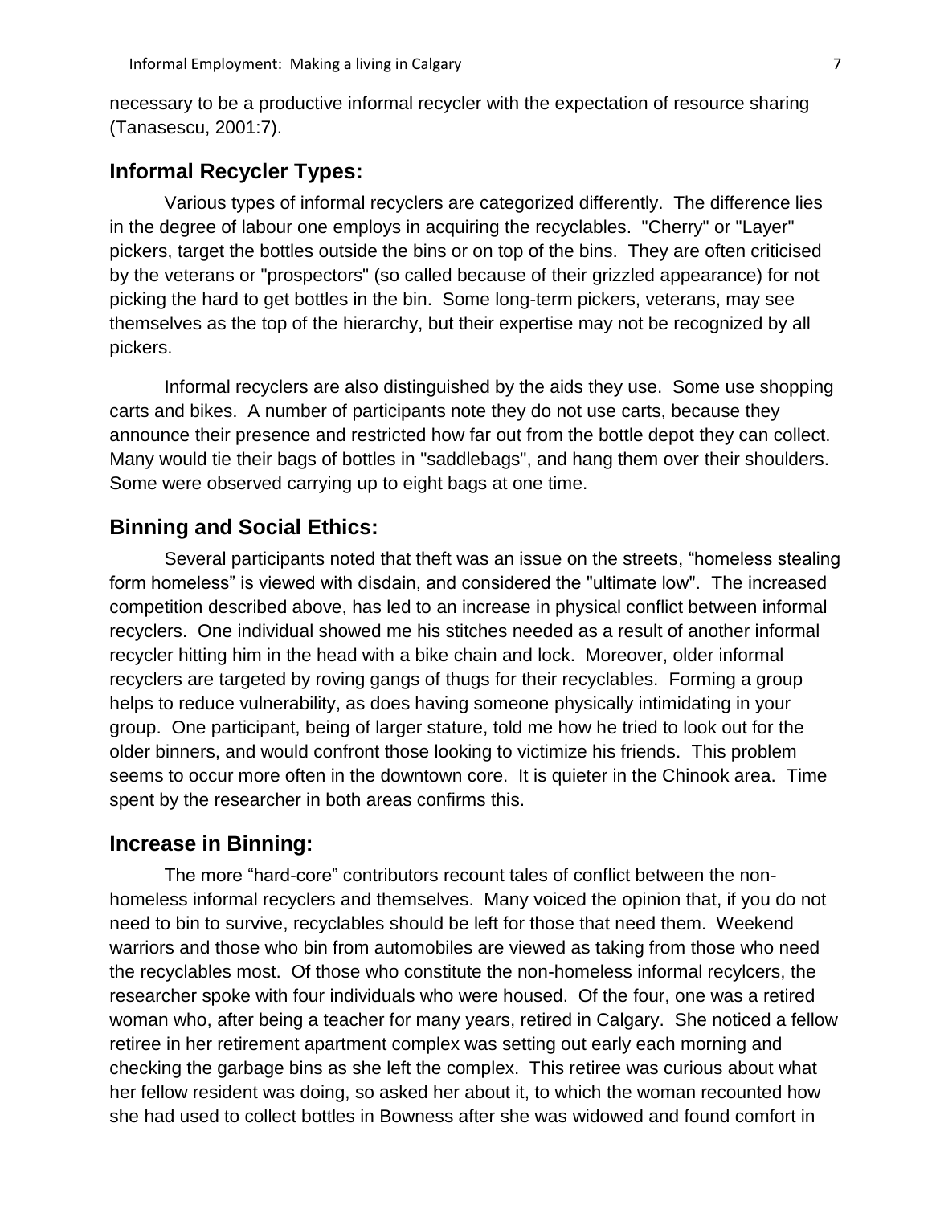necessary to be a productive informal recycler with the expectation of resource sharing (Tanasescu, 2001:7).

## Informal Recycler Types:

Various types of informal recyclers are categorized differently. The difference lies in the degree of labour one employs in acquiring the recyclables. "Cherry" or "Layer" pickers, target the bottles outside the bins or on top of the bins. They are often criticised by the veterans or "prospectors" (so called because of their grizzled appearance) for not picking the hard to get bottles in the bin. Some long-term pickers, veterans, may see themselves as the top of the hierarchy, but their expertise may not be recognized by all pickers.

Informal recyclers are also distinguished by the aids they use. Some use shopping carts and bikes. A number of participants note they do not use carts, because they announce their presence and restricted how far out from the bottle depot they can collect. Many would tie their bags of bottles in "saddlebags", and hang them over their shoulders. Some were observed carrying up to eight bags at one time.

## Binning and Social Ethics:

Several participants noted that theft was an issue on the streets, "homeless stealing form homeless" is viewed with disdain, and considered the "ultimate low". The increased competition described above, has led to an increase in physical conflict between informal recyclers. One individual showed me his stitches needed as a result of another informal recycler hitting him in the head with a bike chain and lock. Moreover, older informal recyclers are targeted by roving gangs of thugs for their recyclables. Forming a group helps to reduce vulnerability, as does having someone physically intimidating in your group. One participant, being of larger stature, told me how he tried to look out for the older binners, and would confront those looking to victimize his friends. This problem seems to occur more often in the downtown core. It is quieter in the Chinook area. Time spent by the researcher in both areas confirms this.

## Increase in Binning:

The more "hard-core" contributors recount tales of conflict between the non-homeless informal recyclers and themselves. Many voiced the opinion that, if you do not need to bin to survive, recyclables should be left for those that need them. Weekend warriors and those who bin from automobiles are viewed as taking from those who need the recyclables most. Of those who constitute the non-homeless informal recylcers, the researcher spoke with four individuals who were housed. Of the four, one was a retired woman who, after being a teacher for many years, retired in Calgary. She noticed a fellow retiree in her retirement apartment complex was setting out early each morning and checking the garbage bins as she left the complex. This retiree was curious about what her fellow resident was doing, so asked her about it, to which the woman recounted how she had used to collect bottles in Bowness after she was widowed and found comfort in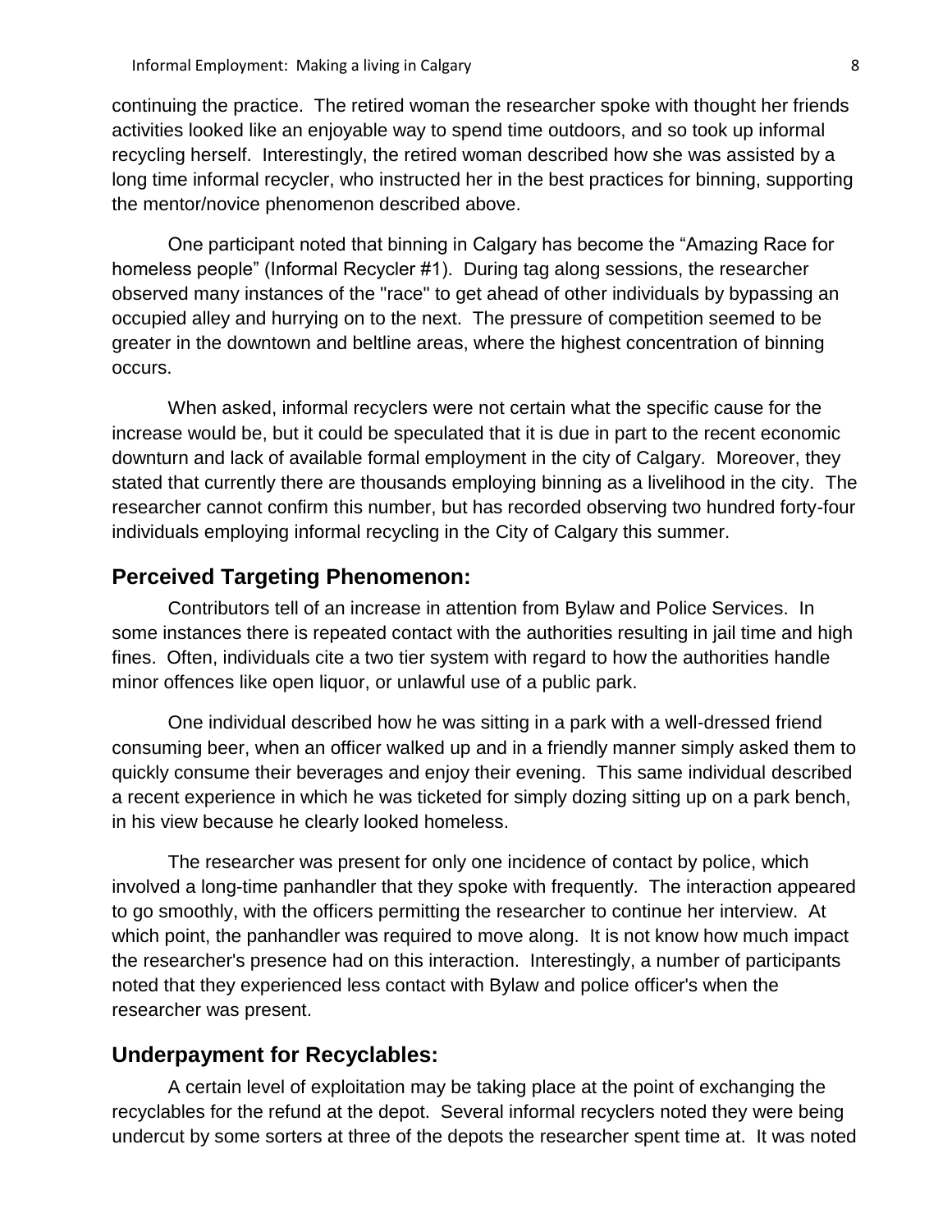continuing the practice. The retired woman the researcher spoke with thought her friends activities looked like an enjoyable way to spend time outdoors, and so took up informal recycling herself. Interestingly, the retired woman described how she was assisted by a long time informal recycler, who instructed her in the best practices for binning, supporting the mentor/novice phenomenon described above.

One participant noted that binning in Calgary has become the “Amazing Race for homeless people” (Informal Recycler #1). During tag along sessions, the researcher observed many instances of the "race" to get ahead of other individuals by bypassing an occupied alley and hurrying on to the next. The pressure of competition seemed to be greater in the downtown and beltline areas, where the highest concentration of binning occurs.

When asked, informal recyclers were not certain what the specific cause for the increase would be, but it could be speculated that it is due in part to the recent economic downturn and lack of available formal employment in the city of Calgary. Moreover, they stated that currently there are thousands employing binning as a livelihood in the city. The researcher cannot confirm this number, but has recorded observing two hundred forty-four individuals employing informal recycling in the City of Calgary this summer.

## Perceived Targeting Phenomenon:

Contributors tell of an increase in attention from Bylaw and Police Services. In some instances there is repeated contact with the authorities resulting in jail time and high fines. Often, individuals cite a two tier system with regard to how the authorities handle minor offences like open liquor, or unlawful use of a public park.

One individual described how he was sitting in a park with a well-dressed friend consuming beer, when an officer walked up and in a friendly manner simply asked them to quickly consume their beverages and enjoy their evening. This same individual described a recent experience in which he was ticketed for simply dozing sitting up on a park bench, in his view because he clearly looked homeless.

The researcher was present for only one incidence of contact by police, which involved a long-time panhandler that they spoke with frequently. The interaction appeared to go smoothly, with the officers permitting the researcher to continue her interview. At which point, the panhandler was required to move along. It is not know how much impact the researcher's presence had on this interaction. Interestingly, a number of participants noted that they experienced less contact with Bylaw and police officer's when the researcher was present.

## Underpayment for Recyclables:

A certain level of exploitation may be taking place at the point of exchanging the recyclables for the refund at the depot. Several informal recyclers noted they were being undercut by some sorters at three of the depots the researcher spent time at. It was noted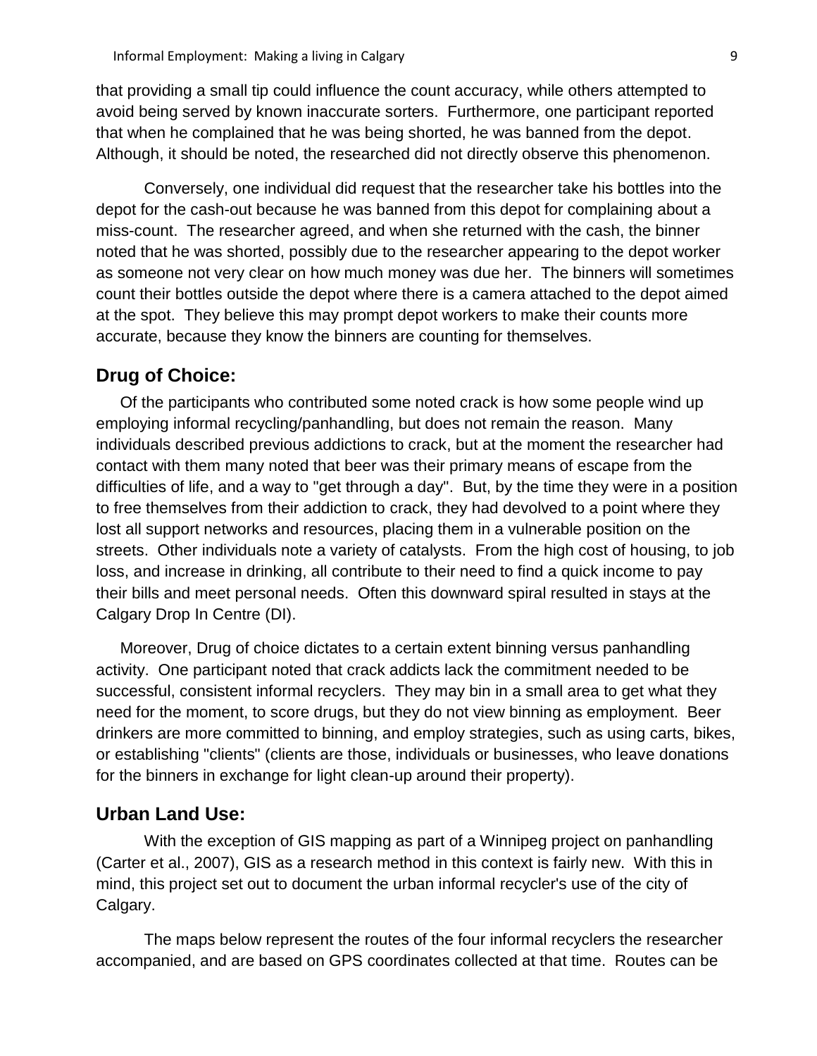that providing a small tip could influence the count accuracy, while others attempted to avoid being served by known inaccurate sorters. Furthermore, one participant reported that when he complained that he was being shorted, he was banned from the depot. Although, it should be noted, the researched did not directly observe this phenomenon.

Conversely, one individual did request that the researcher take his bottles into the depot for the cash-out because he was banned from this depot for complaining about a miss-count. The researcher agreed, and when she returned with the cash, the binner noted that he was shorted, possibly due to the researcher appearing to the depot worker as someone not very clear on how much money was due her. The binners will sometimes count their bottles outside the depot where there is a camera attached to the depot aimed at the spot. They believe this may prompt depot workers to make their counts more accurate, because they know the binners are counting for themselves.

## Drug of Choice:

Of the participants who contributed some noted crack is how some people wind up employing informal recycling/panhandling, but does not remain the reason. Many individuals described previous addictions to crack, but at the moment the researcher had contact with them many noted that beer was their primary means of escape from the difficulties of life, and a way to "get through a day". But, by the time they were in a position to free themselves from their addiction to crack, they had devolved to a point where they lost all support networks and resources, placing them in a vulnerable position on the streets. Other individuals note a variety of catalysts. From the high cost of housing, to job loss, and increase in drinking, all contribute to their need to find a quick income to pay their bills and meet personal needs. Often this downward spiral resulted in stays at the Calgary Drop In Centre (DI).

Moreover, Drug of choice dictates to a certain extent binning versus panhandling activity. One participant noted that crack addicts lack the commitment needed to be successful, consistent informal recyclers. They may bin in a small area to get what they need for the moment, to score drugs, but they do not view binning as employment. Beer drinkers are more committed to binning, and employ strategies, such as using carts, bikes, or establishing "clients" (clients are those, individuals or businesses, who leave donations for the binners in exchange for light clean-up around their property).

## Urban Land Use:

With the exception of GIS mapping as part of a Winnipeg project on panhandling (Carter et al., 2007), GIS as a research method in this context is fairly new. With this in mind, this project set out to document the urban informal recycler's use of the city of Calgary.

The maps below represent the routes of the four informal recyclers the researcher accompanied, and are based on GPS coordinates collected at that time. Routes can be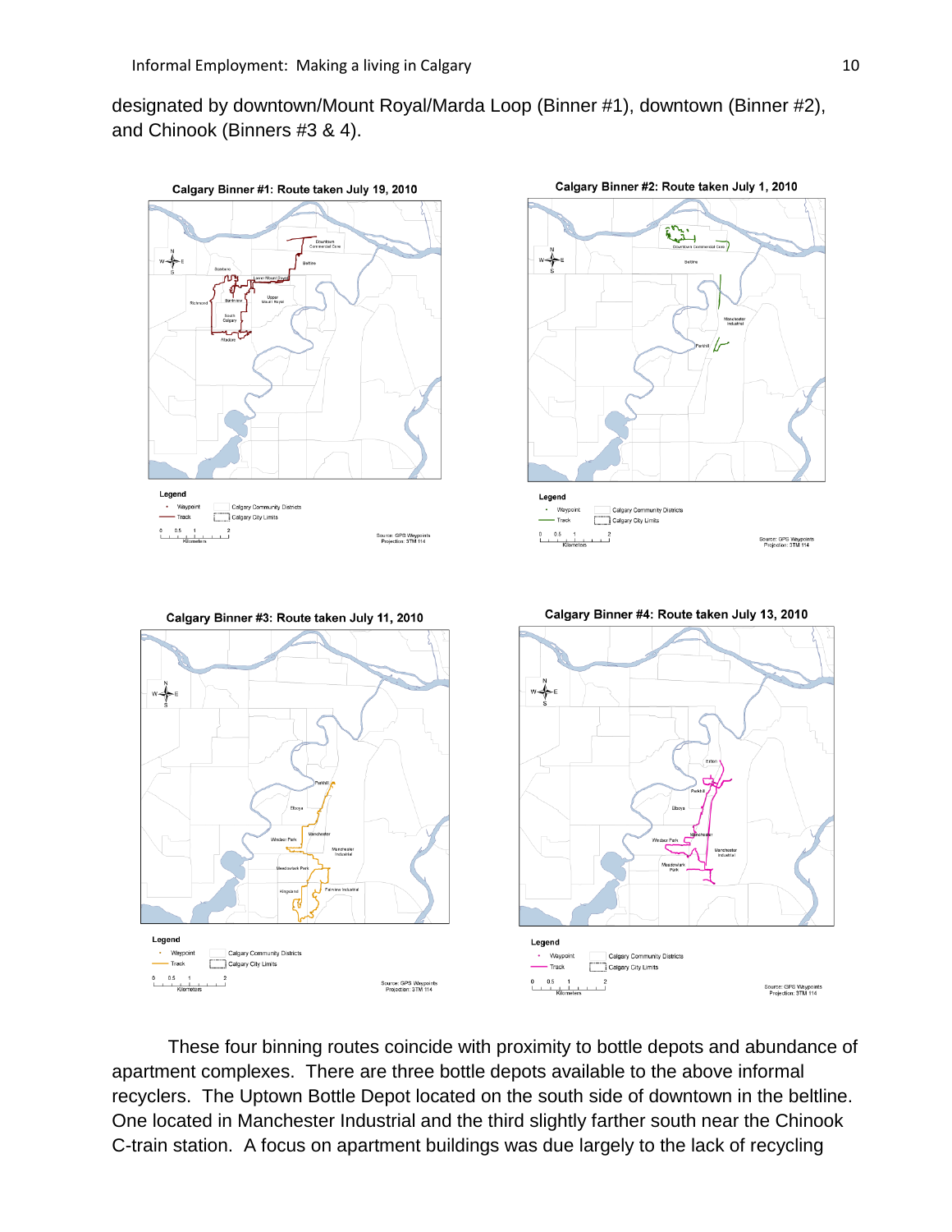designated by downtown/Mount Royal/Marda Loop (Binner #1), downtown (Binner #2), and Chinook (Binners #3 & 4).

**Calgary Binner #1: Route taken July 19, 2010**

**Calgary Binner #2: Route taken July 1, 2010**

**Calgary Binner #3: Route taken July 11, 2010**

**Calgary Binner #4: Route taken July 13, 2010**

These four binning routes coincide with proximity to bottle depots and abundance of apartment complexes. There are three bottle depots available to the above informal recyclers. The Uptown Bottle Depot located on the south side of downtown in the beltline. One located in Manchester Industrial and the third slightly farther south near the Chinook C-train station. A focus on apartment buildings was due largely to the lack of recycling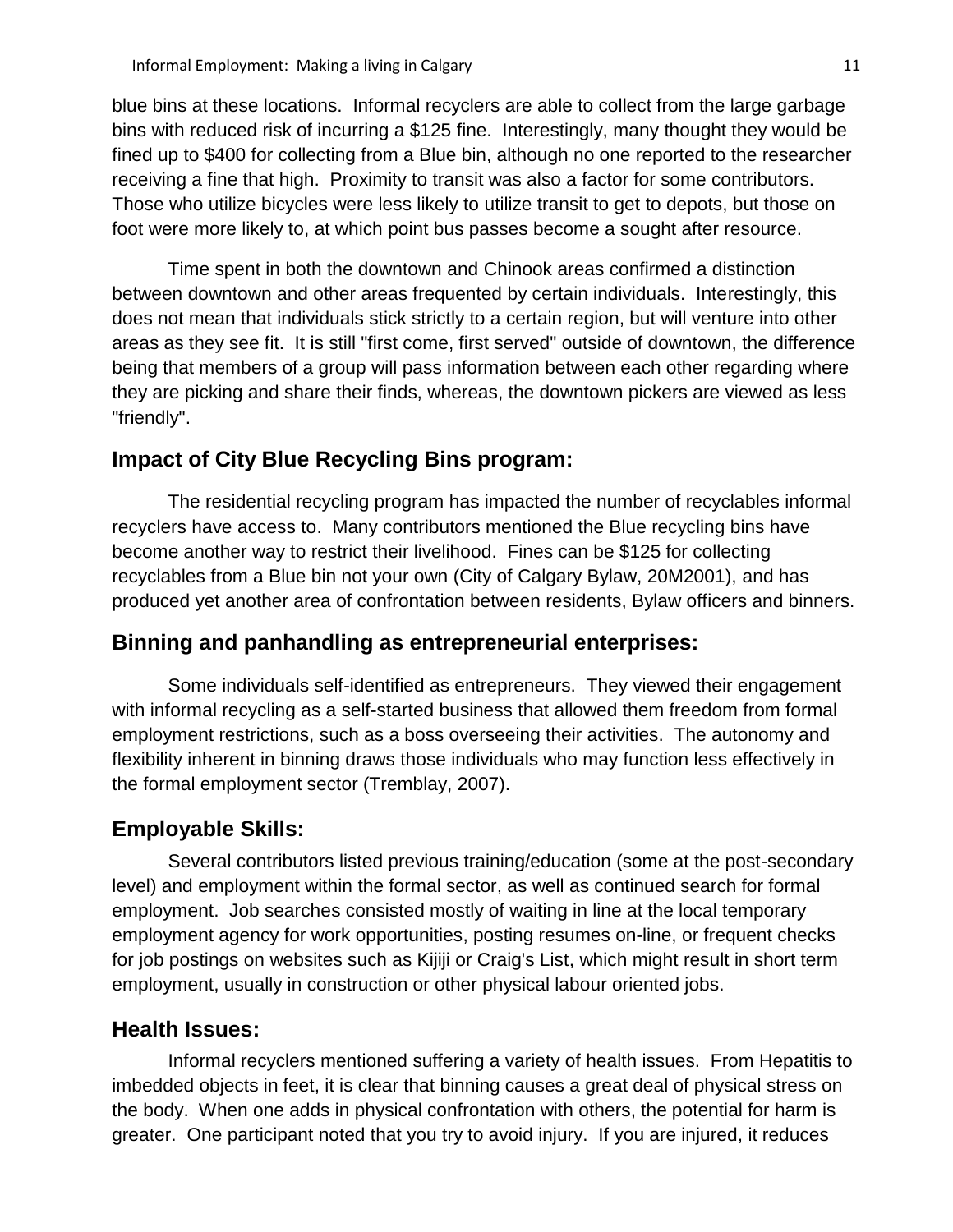blue bins at these locations. Informal recyclers are able to collect from the large garbage bins with reduced risk of incurring a $125 fine. Interestingly, many thought they would be fined up to $400 for collecting from a Blue bin, although no one reported to the researcher receiving a fine that high. Proximity to transit was also a factor for some contributors. Those who utilize bicycles were less likely to utilize transit to get to depots, but those on foot were more likely to, at which point bus passes become a sought after resource.

Time spent in both the downtown and Chinook areas confirmed a distinction between downtown and other areas frequented by certain individuals. Interestingly, this does not mean that individuals stick strictly to a certain region, but will venture into other areas as they see fit. It is still "first come, first served" outside of downtown, the difference being that members of a group will pass information between each other regarding where they are picking and share their finds, whereas, the downtown pickers are viewed as less "friendly".

## Impact of City Blue Recycling Bins program:

The residential recycling program has impacted the number of recyclables informal recyclers have access to. Many contributors mentioned the Blue recycling bins have become another way to restrict their livelihood. Fines can be $125 for collecting recyclables from a Blue bin not your own (City of Calgary Bylaw, 20M2001), and has produced yet another area of confrontation between residents, Bylaw officers and binners.

## Binning and panhandling as entrepreneurial enterprises:

Some individuals self-identified as entrepreneurs. They viewed their engagement with informal recycling as a self-started business that allowed them freedom from formal employment restrictions, such as a boss overseeing their activities. The autonomy and flexibility inherent in binning draws those individuals who may function less effectively in the formal employment sector (Tremblay, 2007).

## Employable Skills:

Several contributors listed previous training/education (some at the post-secondary level) and employment within the formal sector, as well as continued search for formal employment. Job searches consisted mostly of waiting in line at the local temporary employment agency for work opportunities, posting resumes on-line, or frequent checks for job postings on websites such as Kijiji or Craig's List, which might result in short term employment, usually in construction or other physical labour oriented jobs.

## Health Issues:

Informal recyclers mentioned suffering a variety of health issues. From Hepatitis to imbedded objects in feet, it is clear that binning causes a great deal of physical stress on the body. When one adds in physical confrontation with others, the potential for harm is greater. One participant noted that you try to avoid injury. If you are injured, it reduces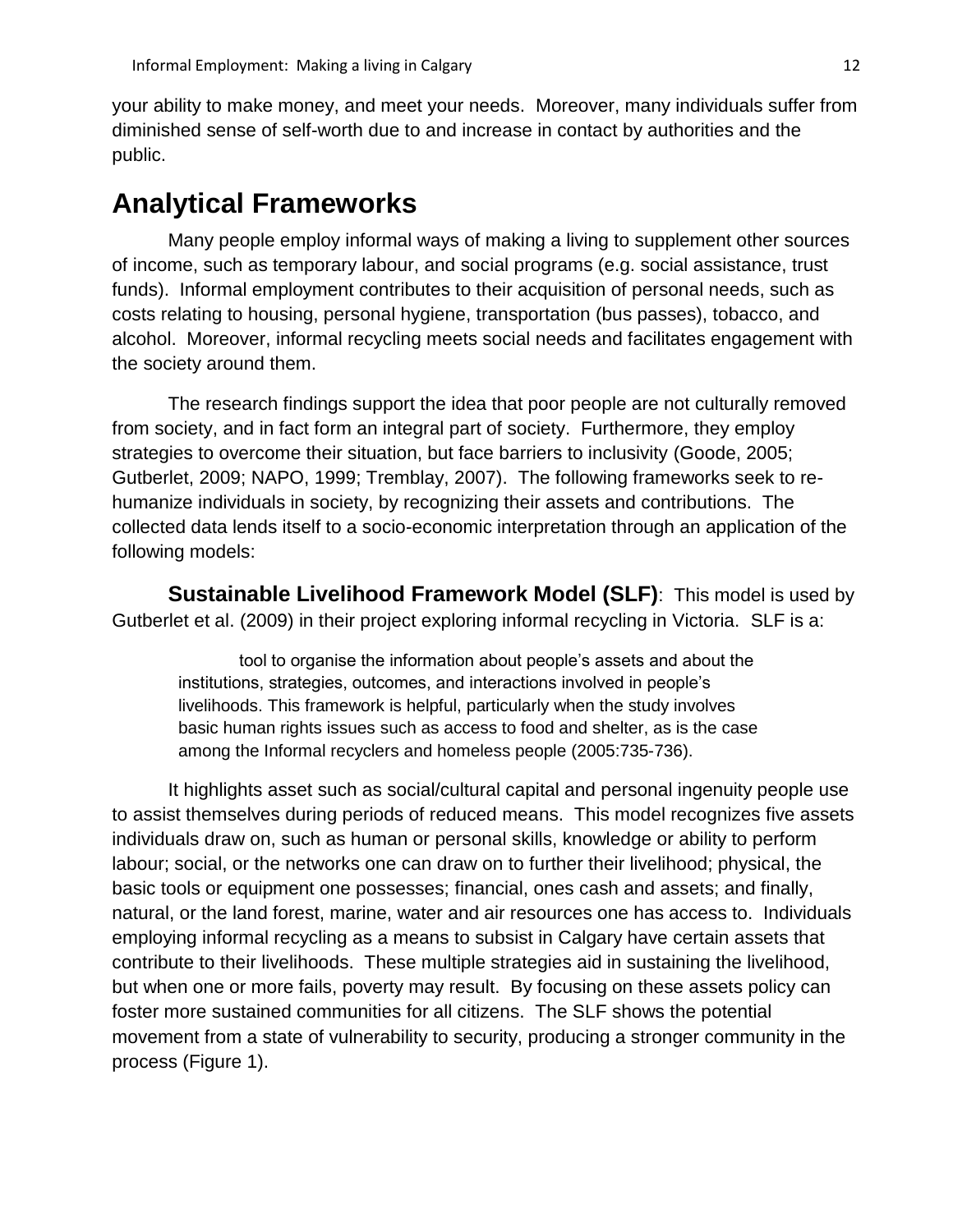your ability to make money, and meet your needs. Moreover, many individuals suffer from diminished sense of self-worth due to and increase in contact by authorities and the public.

## Analytical Frameworks

Many people employ informal ways of making a living to supplement other sources of income, such as temporary labour, and social programs (e.g. social assistance, trust funds). Informal employment contributes to their acquisition of personal needs, such as costs relating to housing, personal hygiene, transportation (bus passes), tobacco, and alcohol. Moreover, informal recycling meets social needs and facilitates engagement with the society around them.

The research findings support the idea that poor people are not culturally removed from society, and in fact form an integral part of society. Furthermore, they employ strategies to overcome their situation, but face barriers to inclusivity (Goode, 2005; Gutberlet, 2009; NAPO, 1999; Tremblay, 2007). The following frameworks seek to re-humanize individuals in society, by recognizing their assets and contributions. The collected data lends itself to a socio-economic interpretation through an application of the following models:

**Sustainable Livelihood Framework Model (SLF)**: This model is used by Gutberlet et al. (2009) in their project exploring informal recycling in Victoria. SLF is a:

> tool to organise the information about people's assets and about the institutions, strategies, outcomes, and interactions involved in people's livelihoods. This framework is helpful, particularly when the study involves basic human rights issues such as access to food and shelter, as is the case among the Informal recyclers and homeless people (2005:735-736).

It highlights asset such as social/cultural capital and personal ingenuity people use to assist themselves during periods of reduced means. This model recognizes five assets individuals draw on, such as human or personal skills, knowledge or ability to perform labour; social, or the networks one can draw on to further their livelihood; physical, the basic tools or equipment one possesses; financial, ones cash and assets; and finally, natural, or the land forest, marine, water and air resources one has access to. Individuals employing informal recycling as a means to subsist in Calgary have certain assets that contribute to their livelihoods. These multiple strategies aid in sustaining the livelihood, but when one or more fails, poverty may result. By focusing on these assets policy can foster more sustained communities for all citizens. The SLF shows the potential movement from a state of vulnerability to security, producing a stronger community in the process (Figure 1).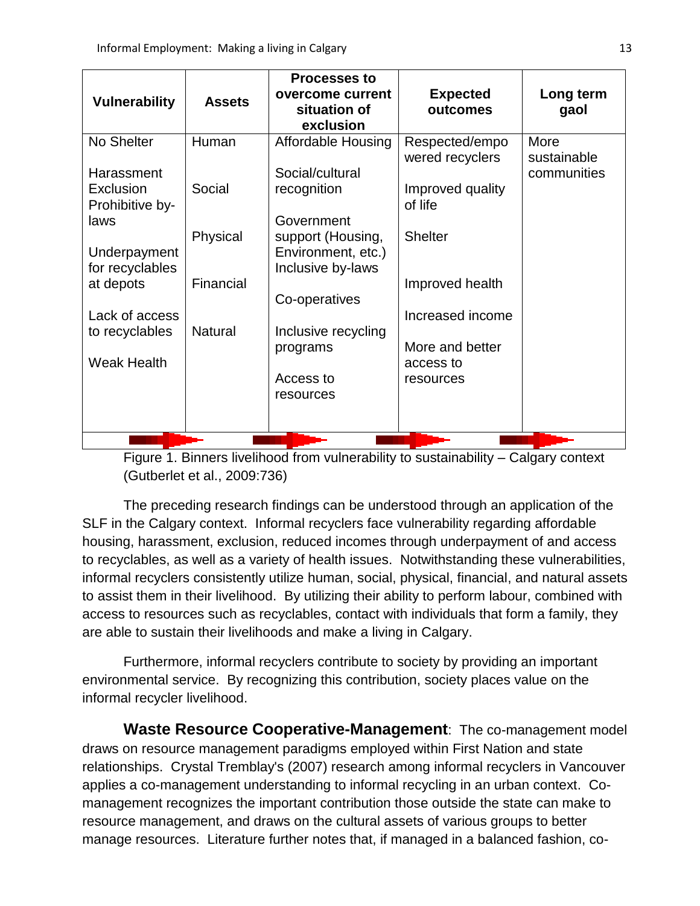| Vulnerability | Assets | Processes to overcome current situation of exclusion | Expected outcomes | Long term gaol |
|---|---|---|---|---|
| No Shelter | Human | Affordable Housing | Respected/empowered recyclers | More sustainable communities |
| Harassment Exclusion Prohibitive by-laws | Social | Social/cultural recognition | Improved quality of life | |
| Underpayment for recyclables at depots | Physical | Government support (Housing, Environment, etc.) Inclusive by-laws | Shelter | |
| Lack of access to recyclables | Financial | Co-operatives | Improved health | |
| Weak Health | Natural | Inclusive recycling programs | Increased income | |
| | | Access to resources | More and better access to resources | |

Figure 1. Binners livelihood from vulnerability to sustainability – Calgary context (Gutberlet et al., 2009:736)

The preceding research findings can be understood through an application of the SLF in the Calgary context. Informal recyclers face vulnerability regarding affordable housing, harassment, exclusion, reduced incomes through underpayment of and access to recyclables, as well as a variety of health issues. Notwithstanding these vulnerabilities, informal recyclers consistently utilize human, social, physical, financial, and natural assets to assist them in their livelihood. By utilizing their ability to perform labour, combined with access to resources such as recyclables, contact with individuals that form a family, they are able to sustain their livelihoods and make a living in Calgary.

Furthermore, informal recyclers contribute to society by providing an important environmental service. By recognizing this contribution, society places value on the informal recycler livelihood.

**Waste Resource Cooperative-Management**: The co-management model draws on resource management paradigms employed within First Nation and state relationships. Crystal Tremblay's (2007) research among informal recyclers in Vancouver applies a co-management understanding to informal recycling in an urban context. Co-management recognizes the important contribution those outside the state can make to resource management, and draws on the cultural assets of various groups to better manage resources. Literature further notes that, if managed in a balanced fashion, co-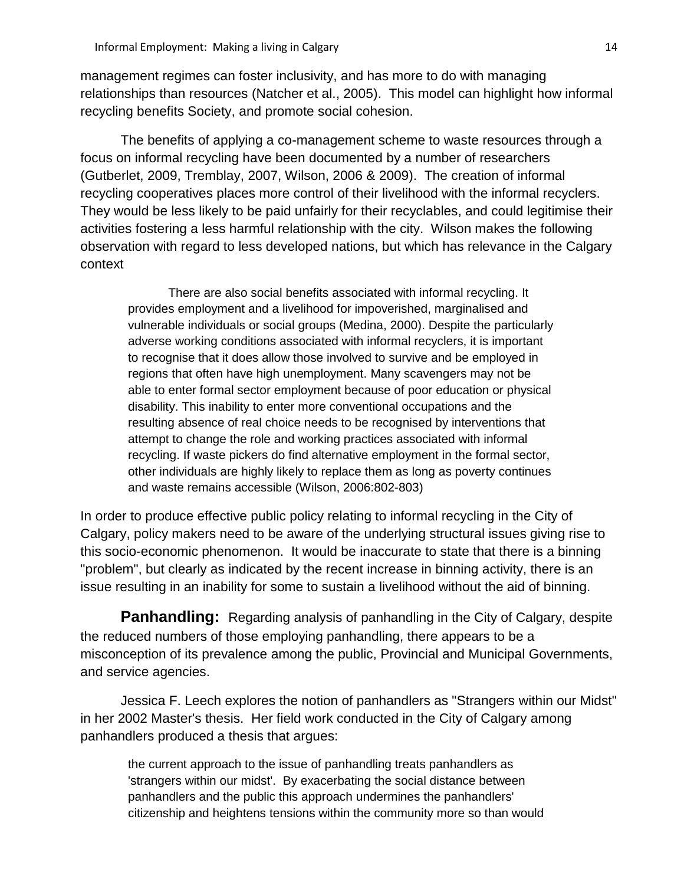management regimes can foster inclusivity, and has more to do with managing relationships than resources (Natcher et al., 2005). This model can highlight how informal recycling benefits Society, and promote social cohesion.

The benefits of applying a co-management scheme to waste resources through a focus on informal recycling have been documented by a number of researchers (Gutberlet, 2009, Tremblay, 2007, Wilson, 2006 & 2009). The creation of informal recycling cooperatives places more control of their livelihood with the informal recyclers. They would be less likely to be paid unfairly for their recyclables, and could legitimise their activities fostering a less harmful relationship with the city. Wilson makes the following observation with regard to less developed nations, but which has relevance in the Calgary context

> There are also social benefits associated with informal recycling. It provides employment and a livelihood for impoverished, marginalised and vulnerable individuals or social groups (Medina, 2000). Despite the particularly adverse working conditions associated with informal recyclers, it is important to recognise that it does allow those involved to survive and be employed in regions that often have high unemployment. Many scavengers may not be able to enter formal sector employment because of poor education or physical disability. This inability to enter more conventional occupations and the resulting absence of real choice needs to be recognised by interventions that attempt to change the role and working practices associated with informal recycling. If waste pickers do find alternative employment in the formal sector, other individuals are highly likely to replace them as long as poverty continues and waste remains accessible (Wilson, 2006:802-803)

In order to produce effective public policy relating to informal recycling in the City of Calgary, policy makers need to be aware of the underlying structural issues giving rise to this socio-economic phenomenon. It would be inaccurate to state that there is a binning "problem", but clearly as indicated by the recent increase in binning activity, there is an issue resulting in an inability for some to sustain a livelihood without the aid of binning.

**Panhandling:** Regarding analysis of panhandling in the City of Calgary, despite the reduced numbers of those employing panhandling, there appears to be a misconception of its prevalence among the public, Provincial and Municipal Governments, and service agencies.

Jessica F. Leech explores the notion of panhandlers as "Strangers within our Midst" in her 2002 Master's thesis. Her field work conducted in the City of Calgary among panhandlers produced a thesis that argues:

> the current approach to the issue of panhandling treats panhandlers as 'strangers within our midst'. By exacerbating the social distance between panhandlers and the public this approach undermines the panhandlers' citizenship and heightens tensions within the community more so than would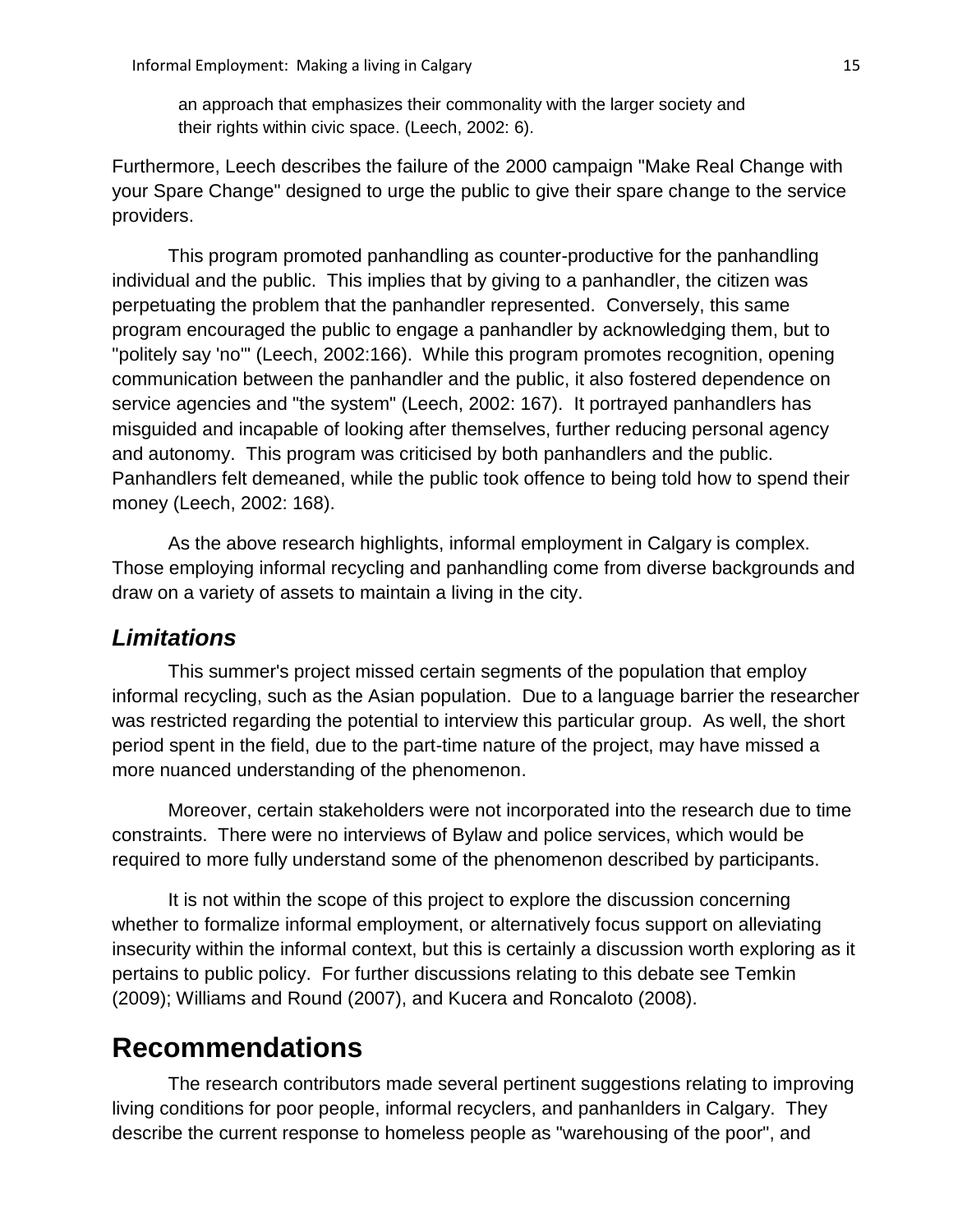> an approach that emphasizes their commonality with the larger society and their rights within civic space. (Leech, 2002: 6).

Furthermore, Leech describes the failure of the 2000 campaign "Make Real Change with your Spare Change" designed to urge the public to give their spare change to the service providers.

This program promoted panhandling as counter-productive for the panhandling individual and the public. This implies that by giving to a panhandler, the citizen was perpetuating the problem that the panhandler represented. Conversely, this same program encouraged the public to engage a panhandler by acknowledging them, but to "politely say 'no'" (Leech, 2002:166). While this program promotes recognition, opening communication between the panhandler and the public, it also fostered dependence on service agencies and "the system" (Leech, 2002: 167). It portrayed panhandlers has misguided and incapable of looking after themselves, further reducing personal agency and autonomy. This program was criticised by both panhandlers and the public. Panhandlers felt demeaned, while the public took offence to being told how to spend their money (Leech, 2002: 168).

As the above research highlights, informal employment in Calgary is complex. Those employing informal recycling and panhandling come from diverse backgrounds and draw on a variety of assets to maintain a living in the city.

### *Limitations*

This summer's project missed certain segments of the population that employ informal recycling, such as the Asian population. Due to a language barrier the researcher was restricted regarding the potential to interview this particular group. As well, the short period spent in the field, due to the part-time nature of the project, may have missed a more nuanced understanding of the phenomenon.

Moreover, certain stakeholders were not incorporated into the research due to time constraints. There were no interviews of Bylaw and police services, which would be required to more fully understand some of the phenomenon described by participants.

It is not within the scope of this project to explore the discussion concerning whether to formalize informal employment, or alternatively focus support on alleviating insecurity within the informal context, but this is certainly a discussion worth exploring as it pertains to public policy. For further discussions relating to this debate see Temkin (2009); Williams and Round (2007), and Kucera and Roncaloto (2008).

## Recommendations

The research contributors made several pertinent suggestions relating to improving living conditions for poor people, informal recyclers, and panhanlders in Calgary. They describe the current response to homeless people as "warehousing of the poor", and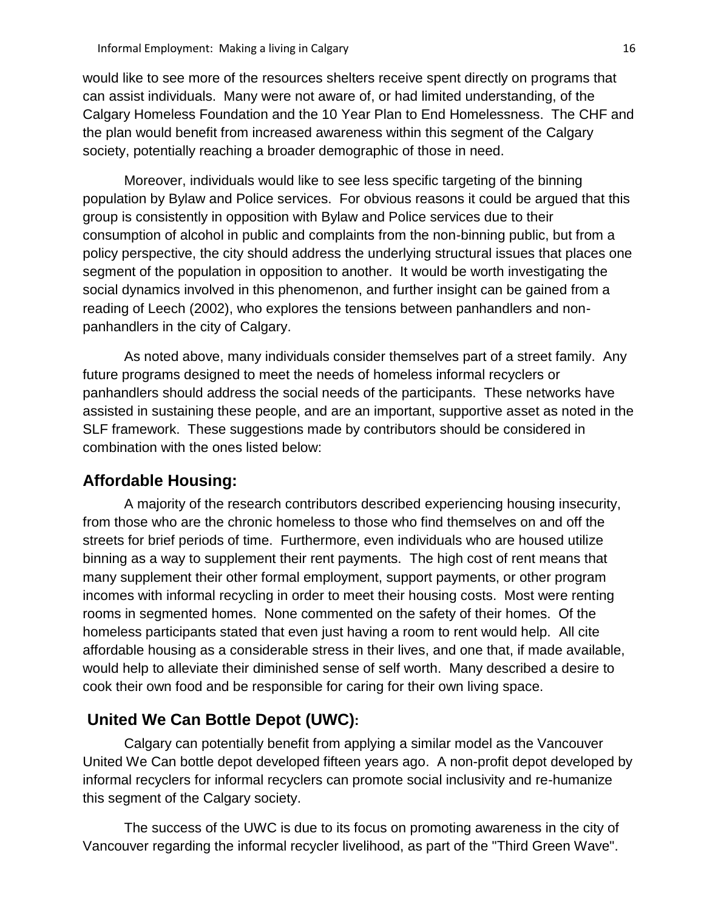would like to see more of the resources shelters receive spent directly on programs that can assist individuals. Many were not aware of, or had limited understanding, of the Calgary Homeless Foundation and the 10 Year Plan to End Homelessness. The CHF and the plan would benefit from increased awareness within this segment of the Calgary society, potentially reaching a broader demographic of those in need.

Moreover, individuals would like to see less specific targeting of the binning population by Bylaw and Police services. For obvious reasons it could be argued that this group is consistently in opposition with Bylaw and Police services due to their consumption of alcohol in public and complaints from the non-binning public, but from a policy perspective, the city should address the underlying structural issues that places one segment of the population in opposition to another. It would be worth investigating the social dynamics involved in this phenomenon, and further insight can be gained from a reading of Leech (2002), who explores the tensions between panhandlers and non-panhandlers in the city of Calgary.

As noted above, many individuals consider themselves part of a street family. Any future programs designed to meet the needs of homeless informal recyclers or panhandlers should address the social needs of the participants. These networks have assisted in sustaining these people, and are an important, supportive asset as noted in the SLF framework. These suggestions made by contributors should be considered in combination with the ones listed below:

## Affordable Housing:

A majority of the research contributors described experiencing housing insecurity, from those who are the chronic homeless to those who find themselves on and off the streets for brief periods of time. Furthermore, even individuals who are housed utilize binning as a way to supplement their rent payments. The high cost of rent means that many supplement their other formal employment, support payments, or other program incomes with informal recycling in order to meet their housing costs. Most were renting rooms in segmented homes. None commented on the safety of their homes. Of the homeless participants stated that even just having a room to rent would help. All cite affordable housing as a considerable stress in their lives, and one that, if made available, would help to alleviate their diminished sense of self worth. Many described a desire to cook their own food and be responsible for caring for their own living space.

## United We Can Bottle Depot (UWC):

Calgary can potentially benefit from applying a similar model as the Vancouver United We Can bottle depot developed fifteen years ago. A non-profit depot developed by informal recyclers for informal recyclers can promote social inclusivity and re-humanize this segment of the Calgary society.

The success of the UWC is due to its focus on promoting awareness in the city of Vancouver regarding the informal recycler livelihood, as part of the "Third Green Wave".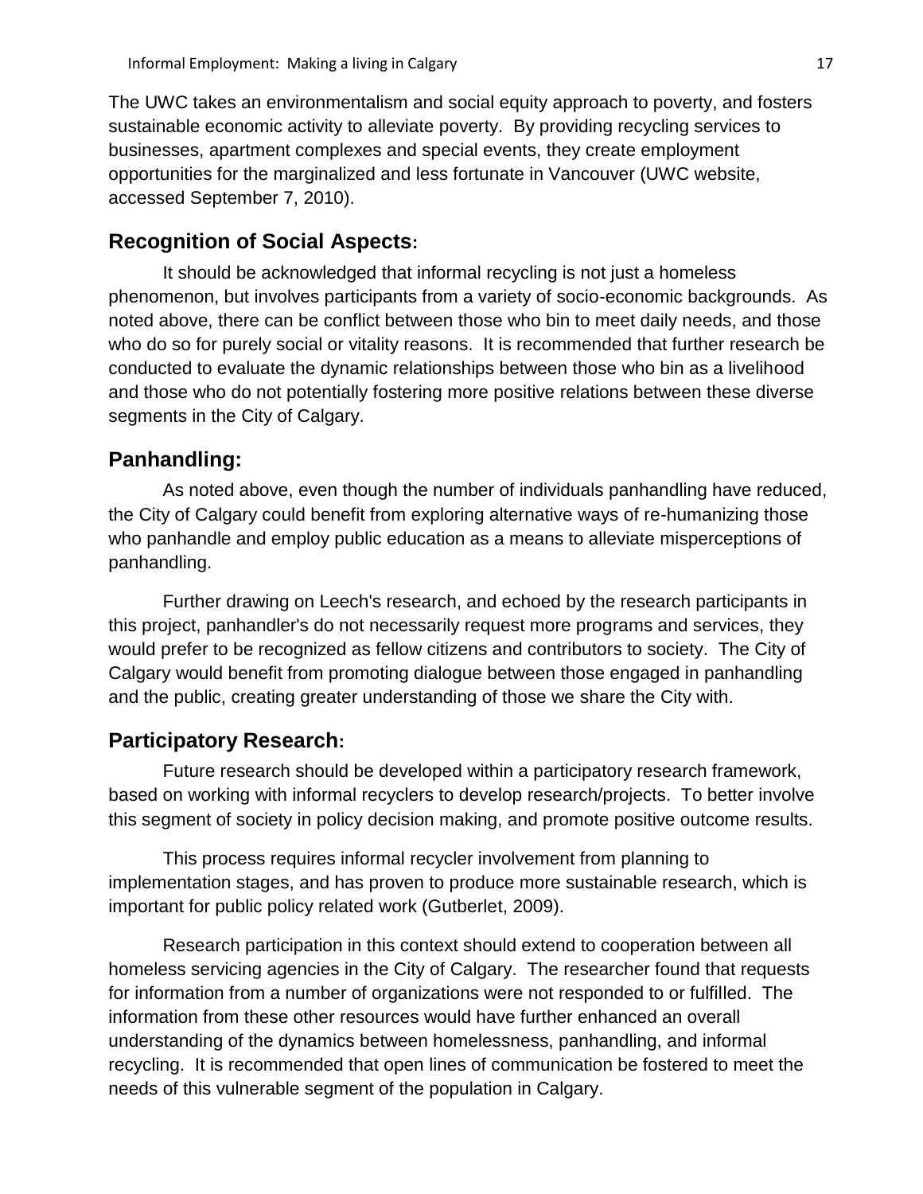The UWC takes an environmentalism and social equity approach to poverty, and fosters sustainable economic activity to alleviate poverty. By providing recycling services to businesses, apartment complexes and special events, they create employment opportunities for the marginalized and less fortunate in Vancouver (UWC website, accessed September 7, 2010).

## Recognition of Social Aspects:

It should be acknowledged that informal recycling is not just a homeless phenomenon, but involves participants from a variety of socio-economic backgrounds. As noted above, there can be conflict between those who bin to meet daily needs, and those who do so for purely social or vitality reasons. It is recommended that further research be conducted to evaluate the dynamic relationships between those who bin as a livelihood and those who do not potentially fostering more positive relations between these diverse segments in the City of Calgary.

## Panhandling:

As noted above, even though the number of individuals panhandling have reduced, the City of Calgary could benefit from exploring alternative ways of re-humanizing those who panhandle and employ public education as a means to alleviate misperceptions of panhandling.

Further drawing on Leech's research, and echoed by the research participants in this project, panhandler's do not necessarily request more programs and services, they would prefer to be recognized as fellow citizens and contributors to society. The City of Calgary would benefit from promoting dialogue between those engaged in panhandling and the public, creating greater understanding of those we share the City with.

## Participatory Research:

Future research should be developed within a participatory research framework, based on working with informal recyclers to develop research/projects. To better involve this segment of society in policy decision making, and promote positive outcome results.

This process requires informal recycler involvement from planning to implementation stages, and has proven to produce more sustainable research, which is important for public policy related work (Gutberlet, 2009).

Research participation in this context should extend to cooperation between all homeless servicing agencies in the City of Calgary. The researcher found that requests for information from a number of organizations were not responded to or fulfilled. The information from these other resources would have further enhanced an overall understanding of the dynamics between homelessness, panhandling, and informal recycling. It is recommended that open lines of communication be fostered to meet the needs of this vulnerable segment of the population in Calgary.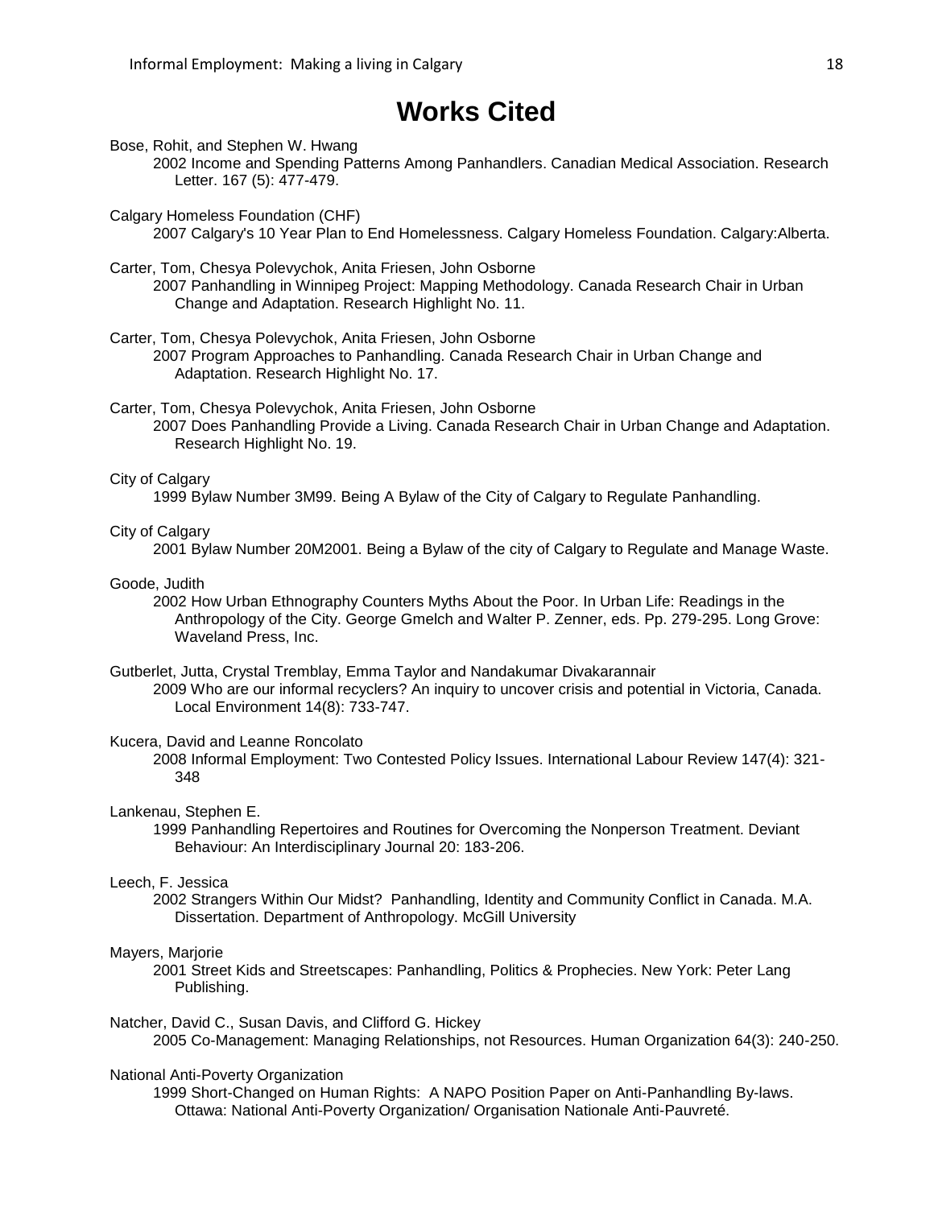# Works Cited

Bose, Rohit, and Stephen W. Hwang
2002 Income and Spending Patterns Among Panhandlers. Canadian Medical Association. Research Letter. 167 (5): 477-479.

Calgary Homeless Foundation (CHF)
2007 Calgary's 10 Year Plan to End Homelessness. Calgary Homeless Foundation. Calgary:Alberta.

Carter, Tom, Chesya Polevychok, Anita Friesen, John Osborne
2007 Panhandling in Winnipeg Project: Mapping Methodology. Canada Research Chair in Urban Change and Adaptation. Research Highlight No. 11.

Carter, Tom, Chesya Polevychok, Anita Friesen, John Osborne
2007 Program Approaches to Panhandling. Canada Research Chair in Urban Change and Adaptation. Research Highlight No. 17.

Carter, Tom, Chesya Polevychok, Anita Friesen, John Osborne
2007 Does Panhandling Provide a Living. Canada Research Chair in Urban Change and Adaptation. Research Highlight No. 19.

City of Calgary
1999 Bylaw Number 3M99. Being A Bylaw of the City of Calgary to Regulate Panhandling.

City of Calgary
2001 Bylaw Number 20M2001. Being a Bylaw of the city of Calgary to Regulate and Manage Waste.

Goode, Judith
2002 How Urban Ethnography Counters Myths About the Poor. In Urban Life: Readings in the Anthropology of the City. George Gmelch and Walter P. Zenner, eds. Pp. 279-295. Long Grove: Waveland Press, Inc.

Gutberlet, Jutta, Crystal Tremblay, Emma Taylor and Nandakumar Divakarannair
2009 Who are our informal recyclers? An inquiry to uncover crisis and potential in Victoria, Canada. Local Environment 14(8): 733-747.

Kucera, David and Leanne Roncolato
2008 Informal Employment: Two Contested Policy Issues. International Labour Review 147(4): 321-348

Lankenau, Stephen E.
1999 Panhandling Repertoires and Routines for Overcoming the Nonperson Treatment. Deviant Behaviour: An Interdisciplinary Journal 20: 183-206.

Leech, F. Jessica
2002 Strangers Within Our Midst? Panhandling, Identity and Community Conflict in Canada. M.A. Dissertation. Department of Anthropology. McGill University

Mayers, Marjorie
2001 Street Kids and Streetscapes: Panhandling, Politics & Prophecies. New York: Peter Lang Publishing.

Natcher, David C., Susan Davis, and Clifford G. Hickey
2005 Co-Management: Managing Relationships, not Resources. Human Organization 64(3): 240-250.

National Anti-Poverty Organization
1999 Short-Changed on Human Rights: A NAPO Position Paper on Anti-Panhandling By-laws. Ottawa: National Anti-Poverty Organization/ Organisation Nationale Anti-Pauvreté.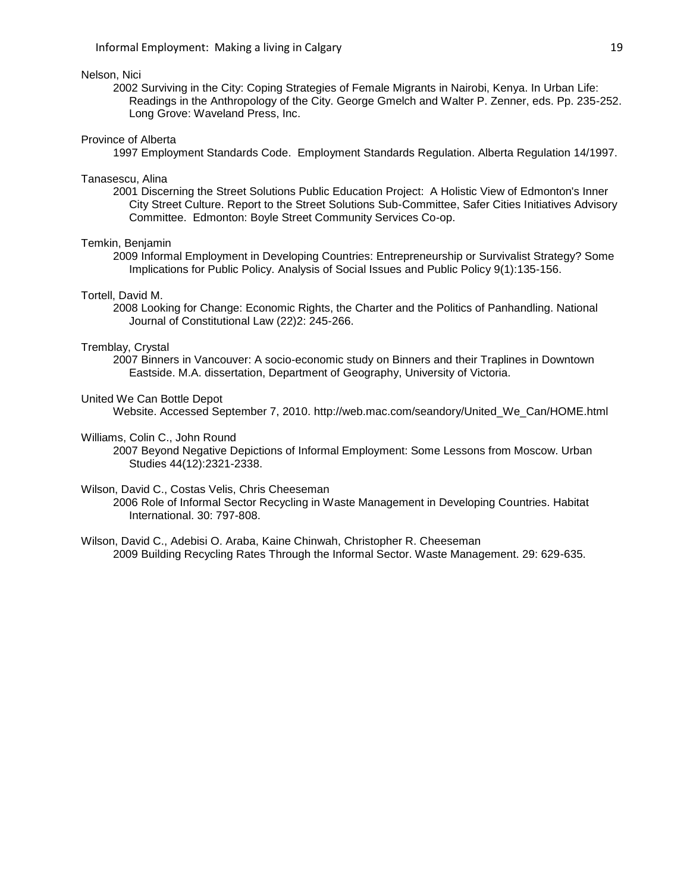Nelson, Nici

2002 Surviving in the City: Coping Strategies of Female Migrants in Nairobi, Kenya. In Urban Life: Readings in the Anthropology of the City. George Gmelch and Walter P. Zenner, eds. Pp. 235-252. Long Grove: Waveland Press, Inc.

Province of Alberta

1997 Employment Standards Code. Employment Standards Regulation. Alberta Regulation 14/1997.

Tanasescu, Alina

2001 Discerning the Street Solutions Public Education Project: A Holistic View of Edmonton's Inner City Street Culture. Report to the Street Solutions Sub-Committee, Safer Cities Initiatives Advisory Committee. Edmonton: Boyle Street Community Services Co-op.

Temkin, Benjamin

2009 Informal Employment in Developing Countries: Entrepreneurship or Survivalist Strategy? Some Implications for Public Policy. Analysis of Social Issues and Public Policy 9(1):135-156.

Tortell, David M.

2008 Looking for Change: Economic Rights, the Charter and the Politics of Panhandling. National Journal of Constitutional Law (22)2: 245-266.

Tremblay, Crystal

2007 Binners in Vancouver: A socio-economic study on Binners and their Traplines in Downtown Eastside. M.A. dissertation, Department of Geography, University of Victoria.

United We Can Bottle Depot

Website. Accessed September 7, 2010. http://web.mac.com/seandory/United_We_Can/HOME.html

Williams, Colin C., John Round

2007 Beyond Negative Depictions of Informal Employment: Some Lessons from Moscow. Urban Studies 44(12):2321-2338.

Wilson, David C., Costas Velis, Chris Cheeseman

2006 Role of Informal Sector Recycling in Waste Management in Developing Countries. Habitat International. 30: 797-808.

Wilson, David C., Adebisi O. Araba, Kaine Chinwah, Christopher R. Cheeseman

2009 Building Recycling Rates Through the Informal Sector. Waste Management. 29: 629-635.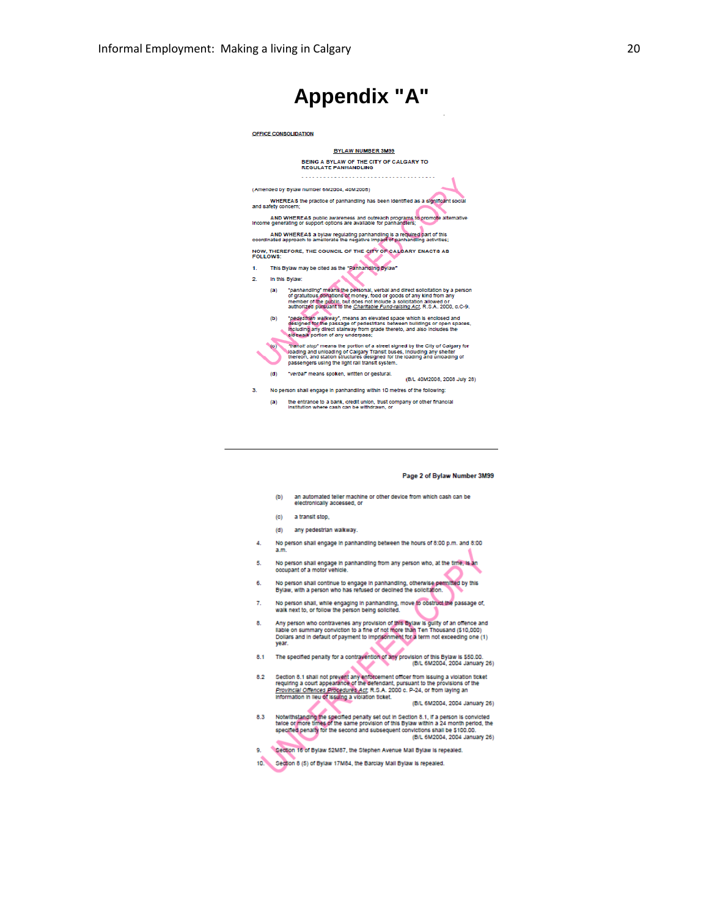# Appendix "A"

OFFICE CONSOLIDATION

BYLAW NUMBER 3M99

BEING A BYLAW OF THE CITY OF CALGARY TO REGULATE PANHANDLING

(Amended by Bylaw Number 6M2004, 40M2006)

WHEREAS the practice of panhandling has been identified as a significant social and safety concern;

AND WHEREAS public awareness and outreach programs to promote alternative income generating or support options are available for panhandlers;

AND WHEREAS a bylaw regulating panhandling is a required part of this coordinated approach to ameliorate the negative impact of panhandling activities;

NOW, THEREFORE, THE COUNCIL OF THE CITY OF CALGARY ENACTS AS FOLLOWS:

1. This Bylaw may be cited as the "Panhandling Bylaw"

2. In this Bylaw:

   (a) "*panhandling*" means the personal, verbal and direct solicitation by a person of gratuitous donations of money, food or goods of any kind from any member of the public, but does not include a solicitation allowed or authorized pursuant to the *Charitable Fund-raising Act*, R.S.A. 2000, c.C-9.

   (b) "*pedestrian walkway*", means an elevated space which is enclosed and designed for the passage of pedestrians between buildings or open spaces, including any direct stairway from grade thereto, and also includes the sidewalk portion of any underpass;

   (c) "*transit stop*" means the portion of a street signed by the City of Calgary for loading and unloading of Calgary Transit buses, including any shelter thereon, and station structures designed for the loading and unloading of passengers using the light rail transit system.

   (d) "*verbal*" means spoken, written or gestural.

   (B/L 40M2006, 2006 July 28)

3. No person shall engage in panhandling within 10 metres of the following:

   (a) the entrance to a bank, credit union, trust company or other financial institution where cash can be withdrawn, or

Page 2 of Bylaw Number 3M99

   (b) an automated teller machine or other device from which cash can be electronically accessed, or

   (c) a transit stop,

   (d) any pedestrian walkway.

4. No person shall engage in panhandling between the hours of 8:00 p.m. and 8:00 a.m.

5. No person shall engage in panhandling from any person who, at the time, is an occupant of a motor vehicle.

6. No person shall continue to engage in panhandling, otherwise permitted by this Bylaw, with a person who has refused or declined the solicitation.

7. No person shall, while engaging in panhandling, move to obstruct the passage of, walk next to, or follow the person being solicited.

8. Any person who contravenes any provision of this Bylaw is guilty of an offence and liable on summary conviction to a fine of not more than Ten Thousand ($10,000) Dollars and in default of payment to imprisonment for a term not exceeding one (1) year.

8.1 The specified penalty for a contravention of any provision of this Bylaw is $50.00.
(B/L 6M2004, 2004 January 26)

8.2 Section 8.1 shall not prevent any enforcement officer from issuing a violation ticket requiring a court appearance of the defendant, pursuant to the provisions of the *Provincial Offences Procedures Act*, R.S.A. 2000 c. P-24, or from laying an information in lieu of issuing a violation ticket.
(B/L 6M2004, 2004 January 26)

8.3 Notwithstanding the specified penalty set out in Section 8.1, if a person is convicted twice or more times of the same provision of this Bylaw within a 24 month period, the specified penalty for the second and subsequent convictions shall be $100.00.
(B/L 6M2004, 2004 January 26)

9. Section 16 of Bylaw 52M87, the Stephen Avenue Mall Bylaw is repealed.

10. Section 8 (5) of Bylaw 17M84, the Barclay Mall Bylaw is repealed.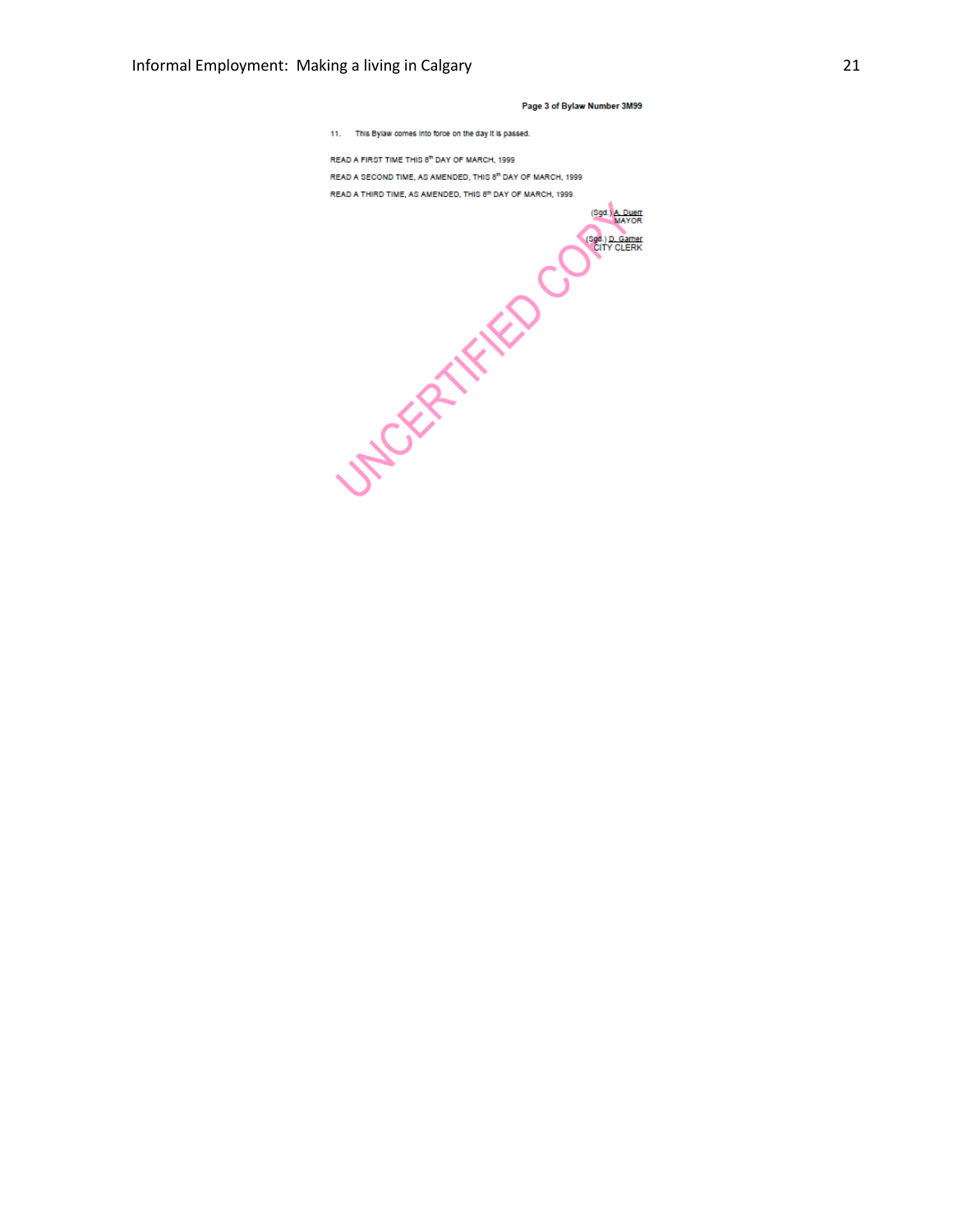**Page 3 of Bylaw Number 3M99**

11. This Bylaw comes into force on the day it is passed.

READ A FIRST TIME THIS 8th DAY OF MARCH, 1999

READ A SECOND TIME, AS AMENDED, THIS 8th DAY OF MARCH, 1999

READ A THIRD TIME, AS AMENDED, THIS 8th DAY OF MARCH, 1999

(Sgd.) A. Duerr
MAYOR

(Sgd.) D. Garner
CITY CLERK

UNCERTIFIED COPY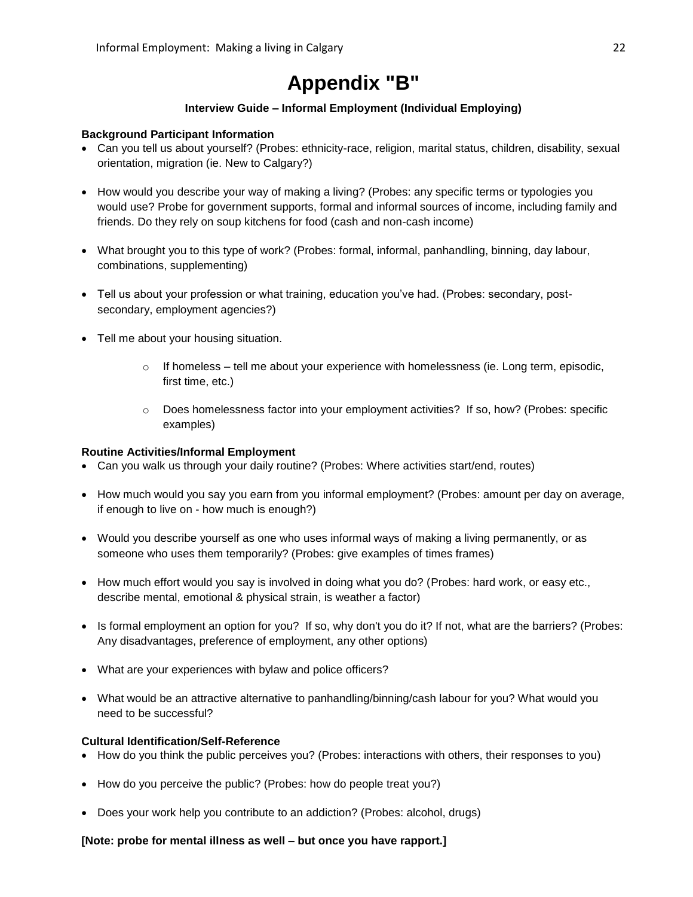# Appendix "B"

**Interview Guide – Informal Employment (Individual Employing)**

**Background Participant Information**

- Can you tell us about yourself? (Probes: ethnicity-race, religion, marital status, children, disability, sexual orientation, migration (ie. New to Calgary?)
- How would you describe your way of making a living? (Probes: any specific terms or typologies you would use? Probe for government supports, formal and informal sources of income, including family and friends. Do they rely on soup kitchens for food (cash and non-cash income)
- What brought you to this type of work? (Probes: formal, informal, panhandling, binning, day labour, combinations, supplementing)
- Tell us about your profession or what training, education you've had. (Probes: secondary, post-secondary, employment agencies?)
- Tell me about your housing situation.
    - If homeless – tell me about your experience with homelessness (ie. Long term, episodic, first time, etc.)
    - Does homelessness factor into your employment activities? If so, how? (Probes: specific examples)

**Routine Activities/Informal Employment**

- Can you walk us through your daily routine? (Probes: Where activities start/end, routes)
- How much would you say you earn from you informal employment? (Probes: amount per day on average, if enough to live on - how much is enough?)
- Would you describe yourself as one who uses informal ways of making a living permanently, or as someone who uses them temporarily? (Probes: give examples of times frames)
- How much effort would you say is involved in doing what you do? (Probes: hard work, or easy etc., describe mental, emotional & physical strain, is weather a factor)
- Is formal employment an option for you? If so, why don't you do it? If not, what are the barriers? (Probes: Any disadvantages, preference of employment, any other options)
- What are your experiences with bylaw and police officers?
- What would be an attractive alternative to panhandling/binning/cash labour for you? What would you need to be successful?

**Cultural Identification/Self-Reference**

- How do you think the public perceives you? (Probes: interactions with others, their responses to you)
- How do you perceive the public? (Probes: how do people treat you?)
- Does your work help you contribute to an addiction? (Probes: alcohol, drugs)

**[Note: probe for mental illness as well – but once you have rapport.]**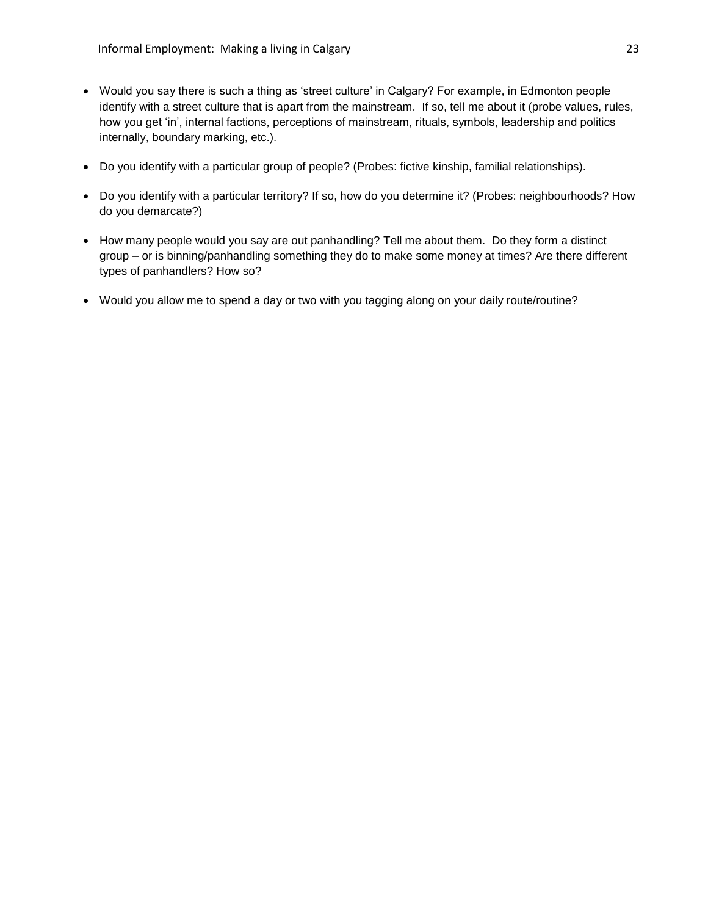- Would you say there is such a thing as 'street culture' in Calgary? For example, in Edmonton people identify with a street culture that is apart from the mainstream. If so, tell me about it (probe values, rules, how you get 'in', internal factions, perceptions of mainstream, rituals, symbols, leadership and politics internally, boundary marking, etc.).

- Do you identify with a particular group of people? (Probes: fictive kinship, familial relationships).

- Do you identify with a particular territory? If so, how do you determine it? (Probes: neighbourhoods? How do you demarcate?)

- How many people would you say are out panhandling? Tell me about them. Do they form a distinct group – or is binning/panhandling something they do to make some money at times? Are there different types of panhandlers? How so?

- Would you allow me to spend a day or two with you tagging along on your daily route/routine?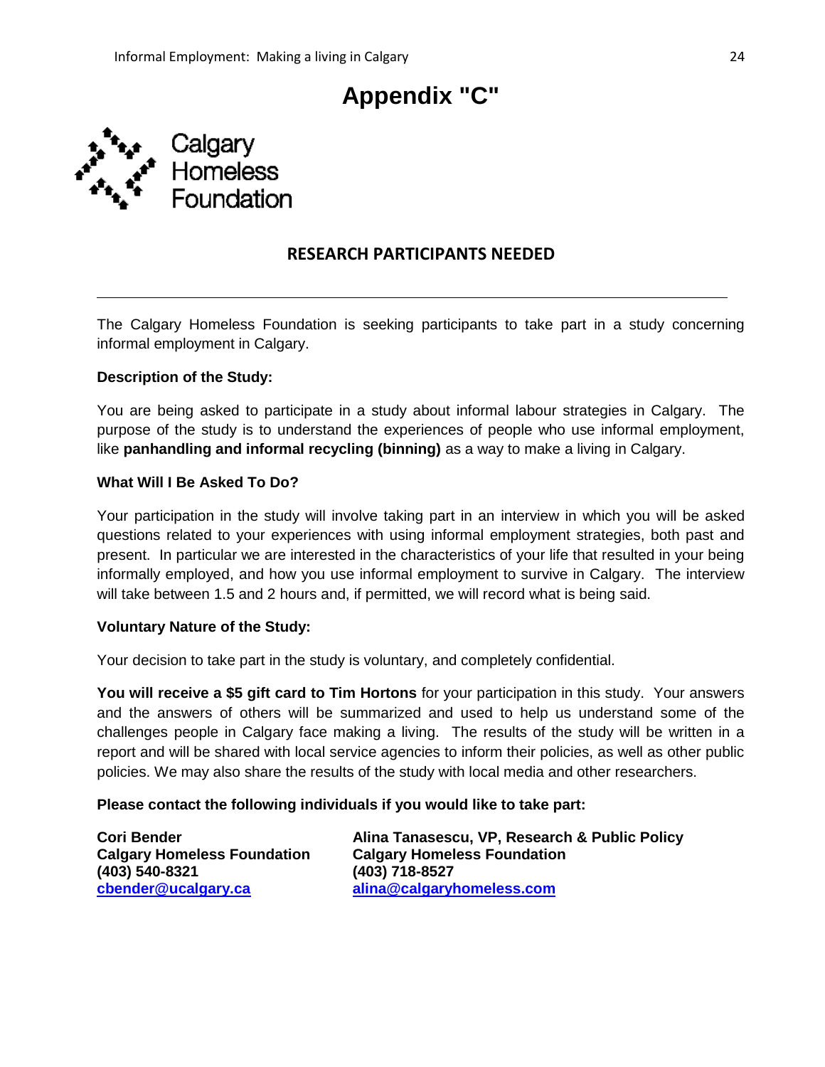# Appendix "C"

Calgary Homeless Foundation

## RESEARCH PARTICIPANTS NEEDED

---

The Calgary Homeless Foundation is seeking participants to take part in a study concerning informal employment in Calgary.

**Description of the Study:**

You are being asked to participate in a study about informal labour strategies in Calgary. The purpose of the study is to understand the experiences of people who use informal employment, like **panhandling and informal recycling (binning)** as a way to make a living in Calgary.

**What Will I Be Asked To Do?**

Your participation in the study will involve taking part in an interview in which you will be asked questions related to your experiences with using informal employment strategies, both past and present. In particular we are interested in the characteristics of your life that resulted in your being informally employed, and how you use informal employment to survive in Calgary. The interview will take between 1.5 and 2 hours and, if permitted, we will record what is being said.

**Voluntary Nature of the Study:**

Your decision to take part in the study is voluntary, and completely confidential.

**You will receive a $5 gift card to Tim Hortons** for your participation in this study. Your answers and the answers of others will be summarized and used to help us understand some of the challenges people in Calgary face making a living. The results of the study will be written in a report and will be shared with local service agencies to inform their policies, as well as other public policies. We may also share the results of the study with local media and other researchers.

**Please contact the following individuals if you would like to take part:**

**Cori Bender**
**Calgary Homeless Foundation**
**(403) 540-8321**
**cbender@ucalgary.ca**

**Alina Tanasescu, VP, Research & Public Policy**
**Calgary Homeless Foundation**
**(403) 718-8527**
**alina@calgaryhomeless.com**